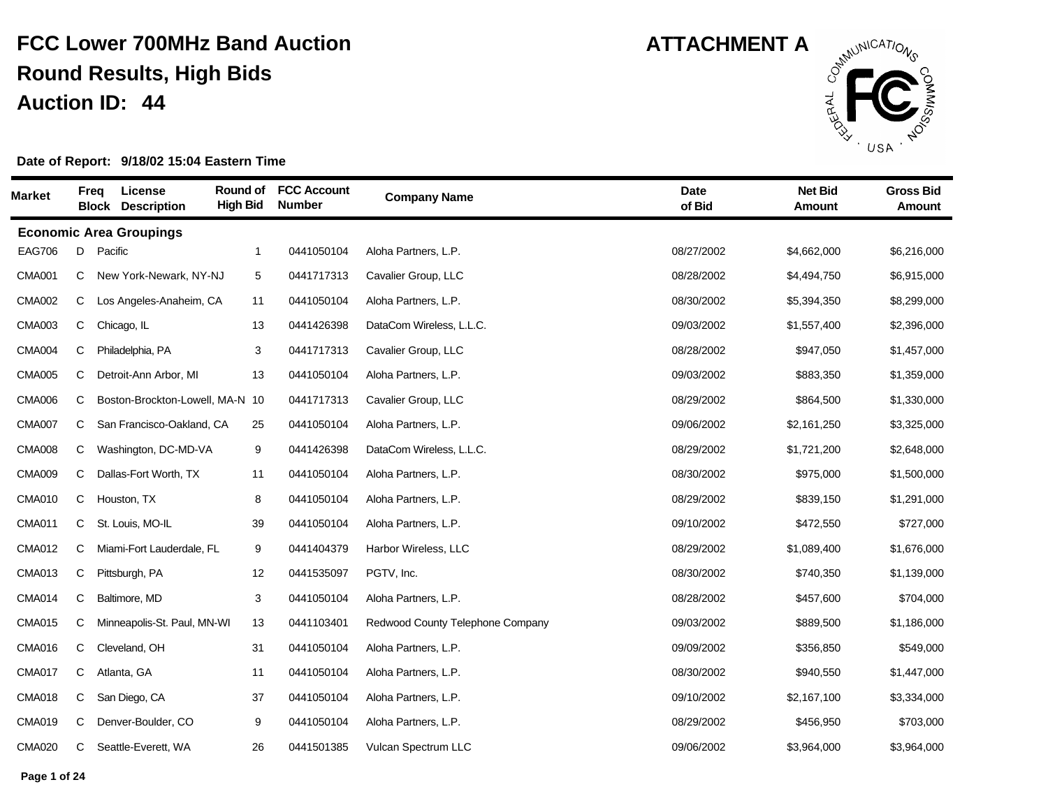# FCC Lower 700MHz Band Auction

## Round Results, High Bids

## Auction ID: 44

**ATTACHMENT A**

**Date of Report: 9/18/02 15:04 Eastern Time**

| Market | Freq Block | License Description | Round of High Bid | FCC Account Number | Company Name | Date of Bid | Net Bid Amount | Gross Bid Amount |
|---|---|---|---|---|---|---|---|---|
| **Economic Area Groupings** | | | | | | | | |
| EAG706 | D | Pacific | 1 | 0441050104 | Aloha Partners, L.P. | 08/27/2002 | $4,662,000 | $6,216,000 |
| CMA001 | C | New York-Newark, NY-NJ | 5 | 0441717313 | Cavalier Group, LLC | 08/28/2002 | $4,494,750 | $6,915,000 |
| CMA002 | C | Los Angeles-Anaheim, CA | 11 | 0441050104 | Aloha Partners, L.P. | 08/30/2002 | $5,394,350 | $8,299,000 |
| CMA003 | C | Chicago, IL | 13 | 0441426398 | DataCom Wireless, L.L.C. | 09/03/2002 | $1,557,400 | $2,396,000 |
| CMA004 | C | Philadelphia, PA | 3 | 0441717313 | Cavalier Group, LLC | 08/28/2002 | $947,050 | $1,457,000 |
| CMA005 | C | Detroit-Ann Arbor, MI | 13 | 0441050104 | Aloha Partners, L.P. | 09/03/2002 | $883,350 | $1,359,000 |
| CMA006 | C | Boston-Brockton-Lowell, MA-N | 10 | 0441717313 | Cavalier Group, LLC | 08/29/2002 | $864,500 | $1,330,000 |
| CMA007 | C | San Francisco-Oakland, CA | 25 | 0441050104 | Aloha Partners, L.P. | 09/06/2002 | $2,161,250 | $3,325,000 |
| CMA008 | C | Washington, DC-MD-VA | 9 | 0441426398 | DataCom Wireless, L.L.C. | 08/29/2002 | $1,721,200 | $2,648,000 |
| CMA009 | C | Dallas-Fort Worth, TX | 11 | 0441050104 | Aloha Partners, L.P. | 08/30/2002 | $975,000 | $1,500,000 |
| CMA010 | C | Houston, TX | 8 | 0441050104 | Aloha Partners, L.P. | 08/29/2002 | $839,150 | $1,291,000 |
| CMA011 | C | St. Louis, MO-IL | 39 | 0441050104 | Aloha Partners, L.P. | 09/10/2002 | $472,550 | $727,000 |
| CMA012 | C | Miami-Fort Lauderdale, FL | 9 | 0441404379 | Harbor Wireless, LLC | 08/29/2002 | $1,089,400 | $1,676,000 |
| CMA013 | C | Pittsburgh, PA | 12 | 0441535097 | PGTV, Inc. | 08/30/2002 | $740,350 | $1,139,000 |
| CMA014 | C | Baltimore, MD | 3 | 0441050104 | Aloha Partners, L.P. | 08/28/2002 | $457,600 | $704,000 |
| CMA015 | C | Minneapolis-St. Paul, MN-WI | 13 | 0441103401 | Redwood County Telephone Company | 09/03/2002 | $889,500 | $1,186,000 |
| CMA016 | C | Cleveland, OH | 31 | 0441050104 | Aloha Partners, L.P. | 09/09/2002 | $356,850 | $549,000 |
| CMA017 | C | Atlanta, GA | 11 | 0441050104 | Aloha Partners, L.P. | 08/30/2002 | $940,550 | $1,447,000 |
| CMA018 | C | San Diego, CA | 37 | 0441050104 | Aloha Partners, L.P. | 09/10/2002 | $2,167,100 | $3,334,000 |
| CMA019 | C | Denver-Boulder, CO | 9 | 0441050104 | Aloha Partners, L.P. | 08/29/2002 | $456,950 | $703,000 |
| CMA020 | C | Seattle-Everett, WA | 26 | 0441501385 | Vulcan Spectrum LLC | 09/06/2002 | $3,964,000 | $3,964,000 |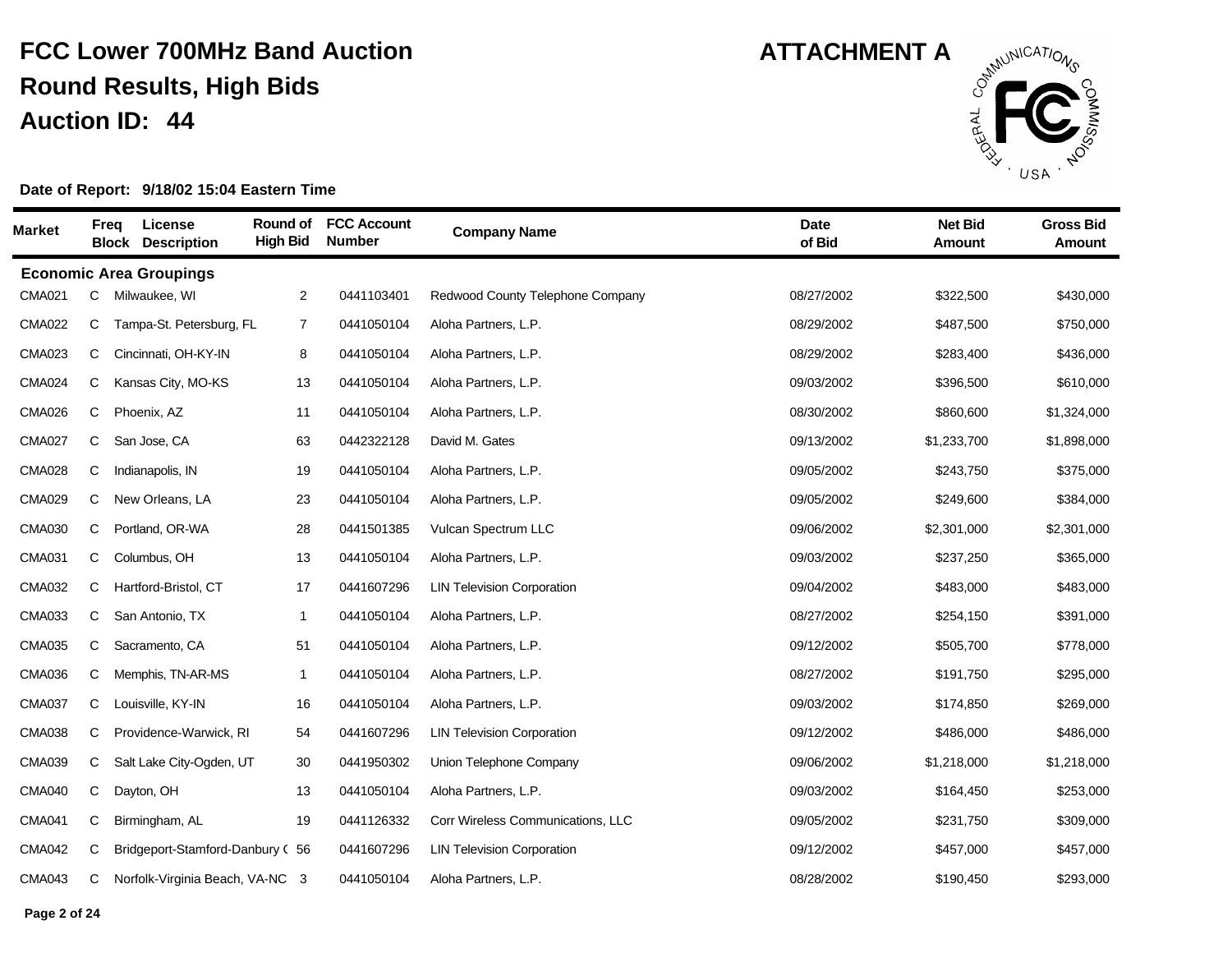# FCC Lower 700MHz Band Auction

## Round Results, High Bids

## Auction ID: 44

**ATTACHMENT A**

**Date of Report: 9/18/02 15:04 Eastern Time**

| Market | Freq Block | License Description | Round of High Bid | FCC Account Number | Company Name | Date of Bid | Net Bid Amount | Gross Bid Amount |
|---|---|---|---|---|---|---|---|---|
| **Economic Area Groupings** | | | | | | | | |
| CMA021 | C | Milwaukee, WI | 2 | 0441103401 | Redwood County Telephone Company | 08/27/2002 | $322,500 | $430,000 |
| CMA022 | C | Tampa-St. Petersburg, FL | 7 | 0441050104 | Aloha Partners, L.P. | 08/29/2002 | $487,500 | $750,000 |
| CMA023 | C | Cincinnati, OH-KY-IN | 8 | 0441050104 | Aloha Partners, L.P. | 08/29/2002 | $283,400 | $436,000 |
| CMA024 | C | Kansas City, MO-KS | 13 | 0441050104 | Aloha Partners, L.P. | 09/03/2002 | $396,500 | $610,000 |
| CMA026 | C | Phoenix, AZ | 11 | 0441050104 | Aloha Partners, L.P. | 08/30/2002 | $860,600 | $1,324,000 |
| CMA027 | C | San Jose, CA | 63 | 0442322128 | David M. Gates | 09/13/2002 | $1,233,700 | $1,898,000 |
| CMA028 | C | Indianapolis, IN | 19 | 0441050104 | Aloha Partners, L.P. | 09/05/2002 | $243,750 | $375,000 |
| CMA029 | C | New Orleans, LA | 23 | 0441050104 | Aloha Partners, L.P. | 09/05/2002 | $249,600 | $384,000 |
| CMA030 | C | Portland, OR-WA | 28 | 0441501385 | Vulcan Spectrum LLC | 09/06/2002 | $2,301,000 | $2,301,000 |
| CMA031 | C | Columbus, OH | 13 | 0441050104 | Aloha Partners, L.P. | 09/03/2002 | $237,250 | $365,000 |
| CMA032 | C | Hartford-Bristol, CT | 17 | 0441607296 | LIN Television Corporation | 09/04/2002 | $483,000 | $483,000 |
| CMA033 | C | San Antonio, TX | 1 | 0441050104 | Aloha Partners, L.P. | 08/27/2002 | $254,150 | $391,000 |
| CMA035 | C | Sacramento, CA | 51 | 0441050104 | Aloha Partners, L.P. | 09/12/2002 | $505,700 | $778,000 |
| CMA036 | C | Memphis, TN-AR-MS | 1 | 0441050104 | Aloha Partners, L.P. | 08/27/2002 | $191,750 | $295,000 |
| CMA037 | C | Louisville, KY-IN | 16 | 0441050104 | Aloha Partners, L.P. | 09/03/2002 | $174,850 | $269,000 |
| CMA038 | C | Providence-Warwick, RI | 54 | 0441607296 | LIN Television Corporation | 09/12/2002 | $486,000 | $486,000 |
| CMA039 | C | Salt Lake City-Ogden, UT | 30 | 0441950302 | Union Telephone Company | 09/06/2002 | $1,218,000 | $1,218,000 |
| CMA040 | C | Dayton, OH | 13 | 0441050104 | Aloha Partners, L.P. | 09/03/2002 | $164,450 | $253,000 |
| CMA041 | C | Birmingham, AL | 19 | 0441126332 | Corr Wireless Communications, LLC | 09/05/2002 | $231,750 | $309,000 |
| CMA042 | C | Bridgeport-Stamford-Danbury ( | 56 | 0441607296 | LIN Television Corporation | 09/12/2002 | $457,000 | $457,000 |
| CMA043 | C | Norfolk-Virginia Beach, VA-NC | 3 | 0441050104 | Aloha Partners, L.P. | 08/28/2002 | $190,450 | $293,000 |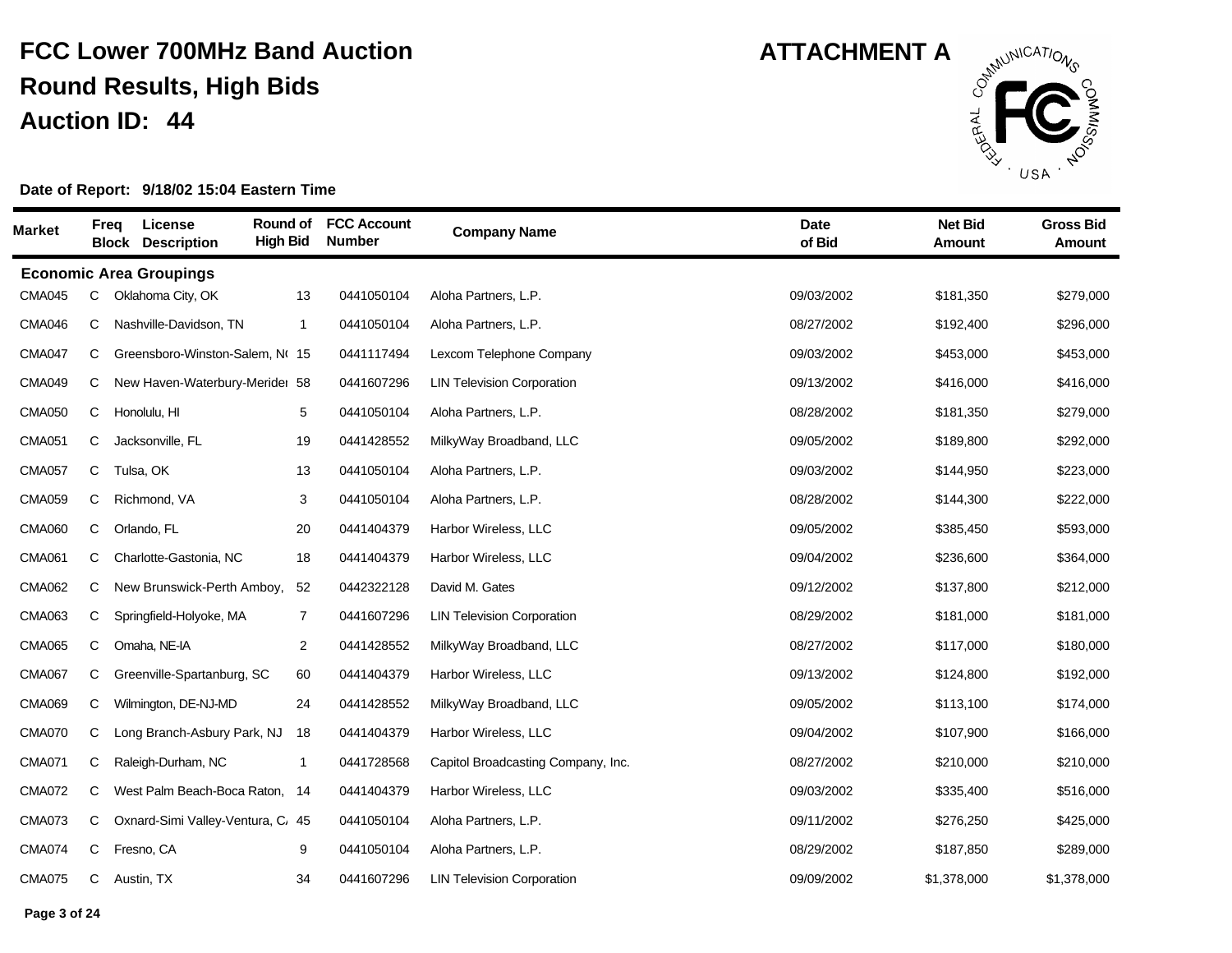# FCC Lower 700MHz Band Auction

## Round Results, High Bids

## Auction ID: 44

**ATTACHMENT A**

**Date of Report: 9/18/02 15:04 Eastern Time**

| Market | Freq Block | License Description | Round of High Bid | FCC Account Number | Company Name | Date of Bid | Net Bid Amount | Gross Bid Amount |
|---|---|---|---|---|---|---|---|---|
| **Economic Area Groupings** | | | | | | | | |
| CMA045 | C | Oklahoma City, OK | 13 | 0441050104 | Aloha Partners, L.P. | 09/03/2002 | $181,350 | $279,000 |
| CMA046 | C | Nashville-Davidson, TN | 1 | 0441050104 | Aloha Partners, L.P. | 08/27/2002 | $192,400 | $296,000 |
| CMA047 | C | Greensboro-Winston-Salem, N( | 15 | 0441117494 | Lexcom Telephone Company | 09/03/2002 | $453,000 | $453,000 |
| CMA049 | C | New Haven-Waterbury-Meridei | 58 | 0441607296 | LIN Television Corporation | 09/13/2002 | $416,000 | $416,000 |
| CMA050 | C | Honolulu, HI | 5 | 0441050104 | Aloha Partners, L.P. | 08/28/2002 | $181,350 | $279,000 |
| CMA051 | C | Jacksonville, FL | 19 | 0441428552 | MilkyWay Broadband, LLC | 09/05/2002 | $189,800 | $292,000 |
| CMA057 | C | Tulsa, OK | 13 | 0441050104 | Aloha Partners, L.P. | 09/03/2002 | $144,950 | $223,000 |
| CMA059 | C | Richmond, VA | 3 | 0441050104 | Aloha Partners, L.P. | 08/28/2002 | $144,300 | $222,000 |
| CMA060 | C | Orlando, FL | 20 | 0441404379 | Harbor Wireless, LLC | 09/05/2002 | $385,450 | $593,000 |
| CMA061 | C | Charlotte-Gastonia, NC | 18 | 0441404379 | Harbor Wireless, LLC | 09/04/2002 | $236,600 | $364,000 |
| CMA062 | C | New Brunswick-Perth Amboy, | 52 | 0442322128 | David M. Gates | 09/12/2002 | $137,800 | $212,000 |
| CMA063 | C | Springfield-Holyoke, MA | 7 | 0441607296 | LIN Television Corporation | 08/29/2002 | $181,000 | $181,000 |
| CMA065 | C | Omaha, NE-IA | 2 | 0441428552 | MilkyWay Broadband, LLC | 08/27/2002 | $117,000 | $180,000 |
| CMA067 | C | Greenville-Spartanburg, SC | 60 | 0441404379 | Harbor Wireless, LLC | 09/13/2002 | $124,800 | $192,000 |
| CMA069 | C | Wilmington, DE-NJ-MD | 24 | 0441428552 | MilkyWay Broadband, LLC | 09/05/2002 | $113,100 | $174,000 |
| CMA070 | C | Long Branch-Asbury Park, NJ | 18 | 0441404379 | Harbor Wireless, LLC | 09/04/2002 | $107,900 | $166,000 |
| CMA071 | C | Raleigh-Durham, NC | 1 | 0441728568 | Capitol Broadcasting Company, Inc. | 08/27/2002 | $210,000 | $210,000 |
| CMA072 | C | West Palm Beach-Boca Raton, | 14 | 0441404379 | Harbor Wireless, LLC | 09/03/2002 | $335,400 | $516,000 |
| CMA073 | C | Oxnard-Simi Valley-Ventura, C/ | 45 | 0441050104 | Aloha Partners, L.P. | 09/11/2002 | $276,250 | $425,000 |
| CMA074 | C | Fresno, CA | 9 | 0441050104 | Aloha Partners, L.P. | 08/29/2002 | $187,850 | $289,000 |
| CMA075 | C | Austin, TX | 34 | 0441607296 | LIN Television Corporation | 09/09/2002 | $1,378,000 | $1,378,000 |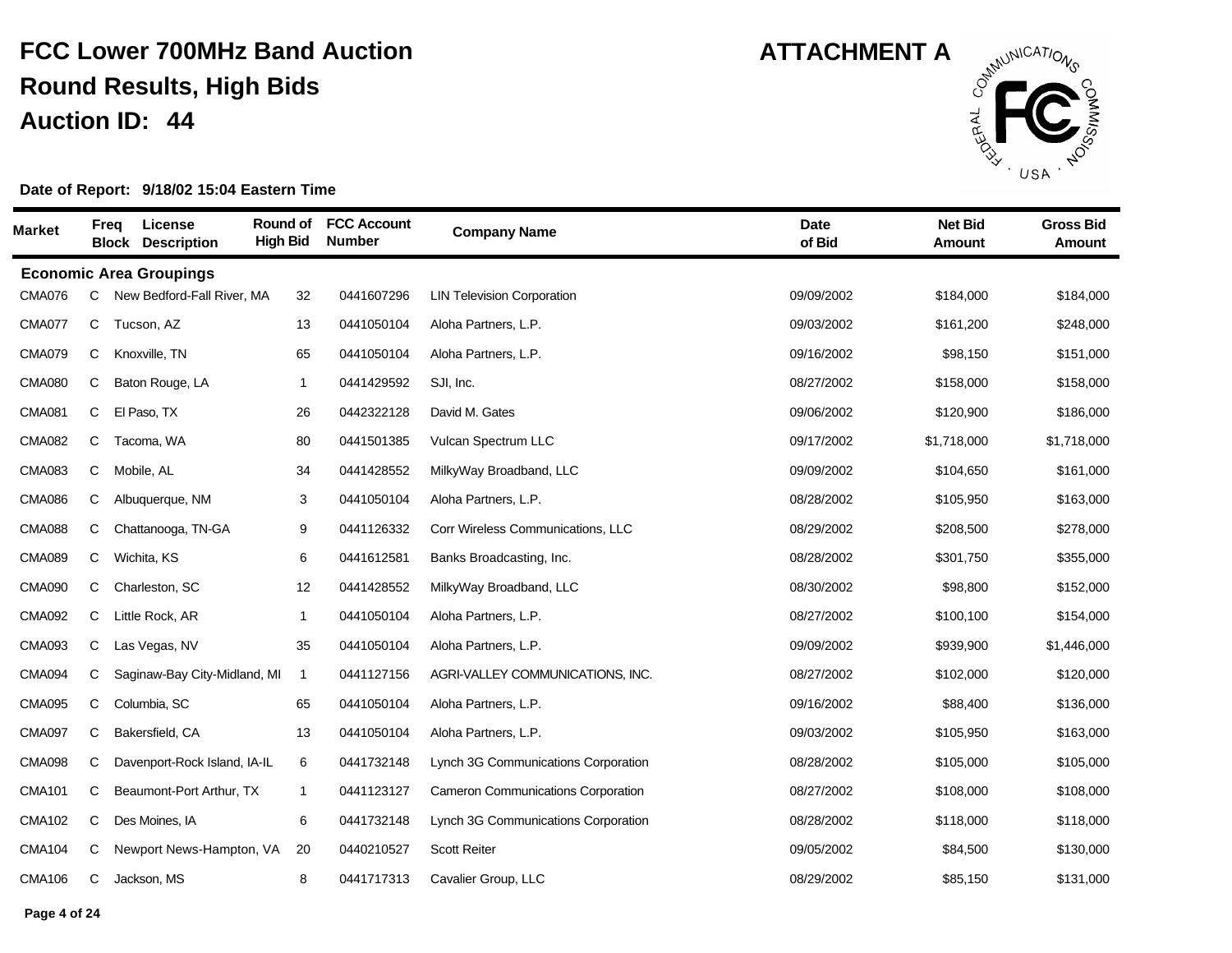# FCC Lower 700MHz Band Auction

## Round Results, High Bids

## Auction ID: 44

**ATTACHMENT A**

**Date of Report: 9/18/02 15:04 Eastern Time**

| Market | Freq Block | License Description | Round of High Bid | FCC Account Number | Company Name | Date of Bid | Net Bid Amount | Gross Bid Amount |
|---|---|---|---|---|---|---|---|---|
| **Economic Area Groupings** | | | | | | | | |
| CMA076 | C | New Bedford-Fall River, MA | 32 | 0441607296 | LIN Television Corporation | 09/09/2002 | $184,000 | $184,000 |
| CMA077 | C | Tucson, AZ | 13 | 0441050104 | Aloha Partners, L.P. | 09/03/2002 | $161,200 | $248,000 |
| CMA079 | C | Knoxville, TN | 65 | 0441050104 | Aloha Partners, L.P. | 09/16/2002 | $98,150 | $151,000 |
| CMA080 | C | Baton Rouge, LA | 1 | 0441429592 | SJI, Inc. | 08/27/2002 | $158,000 | $158,000 |
| CMA081 | C | El Paso, TX | 26 | 0442322128 | David M. Gates | 09/06/2002 | $120,900 | $186,000 |
| CMA082 | C | Tacoma, WA | 80 | 0441501385 | Vulcan Spectrum LLC | 09/17/2002 | $1,718,000 | $1,718,000 |
| CMA083 | C | Mobile, AL | 34 | 0441428552 | MilkyWay Broadband, LLC | 09/09/2002 | $104,650 | $161,000 |
| CMA086 | C | Albuquerque, NM | 3 | 0441050104 | Aloha Partners, L.P. | 08/28/2002 | $105,950 | $163,000 |
| CMA088 | C | Chattanooga, TN-GA | 9 | 0441126332 | Corr Wireless Communications, LLC | 08/29/2002 | $208,500 | $278,000 |
| CMA089 | C | Wichita, KS | 6 | 0441612581 | Banks Broadcasting, Inc. | 08/28/2002 | $301,750 | $355,000 |
| CMA090 | C | Charleston, SC | 12 | 0441428552 | MilkyWay Broadband, LLC | 08/30/2002 | $98,800 | $152,000 |
| CMA092 | C | Little Rock, AR | 1 | 0441050104 | Aloha Partners, L.P. | 08/27/2002 | $100,100 | $154,000 |
| CMA093 | C | Las Vegas, NV | 35 | 0441050104 | Aloha Partners, L.P. | 09/09/2002 | $939,900 | $1,446,000 |
| CMA094 | C | Saginaw-Bay City-Midland, MI | 1 | 0441127156 | AGRI-VALLEY COMMUNICATIONS, INC. | 08/27/2002 | $102,000 | $120,000 |
| CMA095 | C | Columbia, SC | 65 | 0441050104 | Aloha Partners, L.P. | 09/16/2002 | $88,400 | $136,000 |
| CMA097 | C | Bakersfield, CA | 13 | 0441050104 | Aloha Partners, L.P. | 09/03/2002 | $105,950 | $163,000 |
| CMA098 | C | Davenport-Rock Island, IA-IL | 6 | 0441732148 | Lynch 3G Communications Corporation | 08/28/2002 | $105,000 | $105,000 |
| CMA101 | C | Beaumont-Port Arthur, TX | 1 | 0441123127 | Cameron Communications Corporation | 08/27/2002 | $108,000 | $108,000 |
| CMA102 | C | Des Moines, IA | 6 | 0441732148 | Lynch 3G Communications Corporation | 08/28/2002 | $118,000 | $118,000 |
| CMA104 | C | Newport News-Hampton, VA | 20 | 0440210527 | Scott Reiter | 09/05/2002 | $84,500 | $130,000 |
| CMA106 | C | Jackson, MS | 8 | 0441717313 | Cavalier Group, LLC | 08/29/2002 | $85,150 | $131,000 |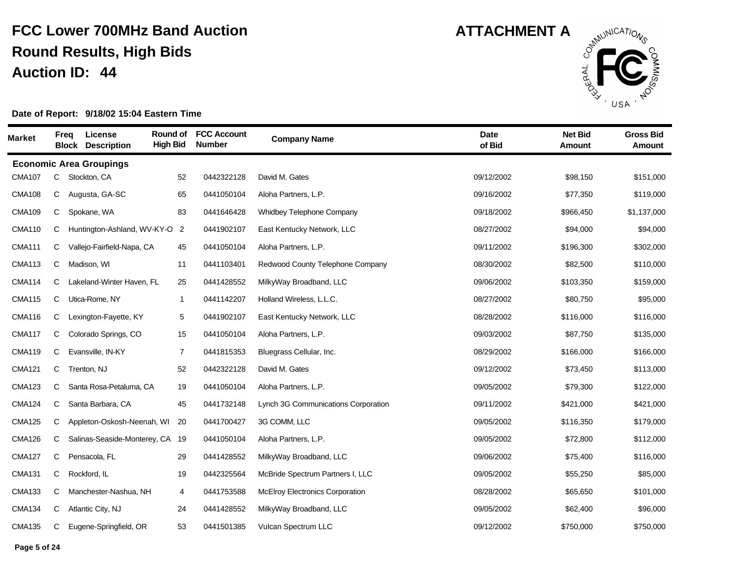# FCC Lower 700MHz Band Auction

## Round Results, High Bids

## Auction ID: 44

**ATTACHMENT A**

**Date of Report: 9/18/02 15:04 Eastern Time**

| Market | Freq Block | License Description | Round of High Bid | FCC Account Number | Company Name | Date of Bid | Net Bid Amount | Gross Bid Amount |
|---|---|---|---|---|---|---|---|---|
| **Economic Area Groupings** | | | | | | | | |
| CMA107 | C | Stockton, CA | 52 | 0442322128 | David M. Gates | 09/12/2002 | $98,150 | $151,000 |
| CMA108 | C | Augusta, GA-SC | 65 | 0441050104 | Aloha Partners, L.P. | 09/16/2002 | $77,350 | $119,000 |
| CMA109 | C | Spokane, WA | 83 | 0441646428 | Whidbey Telephone Company | 09/18/2002 | $966,450 | $1,137,000 |
| CMA110 | C | Huntington-Ashland, WV-KY-O | 2 | 0441902107 | East Kentucky Network, LLC | 08/27/2002 | $94,000 | $94,000 |
| CMA111 | C | Vallejo-Fairfield-Napa, CA | 45 | 0441050104 | Aloha Partners, L.P. | 09/11/2002 | $196,300 | $302,000 |
| CMA113 | C | Madison, WI | 11 | 0441103401 | Redwood County Telephone Company | 08/30/2002 | $82,500 | $110,000 |
| CMA114 | C | Lakeland-Winter Haven, FL | 25 | 0441428552 | MilkyWay Broadband, LLC | 09/06/2002 | $103,350 | $159,000 |
| CMA115 | C | Utica-Rome, NY | 1 | 0441142207 | Holland Wireless, L.L.C. | 08/27/2002 | $80,750 | $95,000 |
| CMA116 | C | Lexington-Fayette, KY | 5 | 0441902107 | East Kentucky Network, LLC | 08/28/2002 | $116,000 | $116,000 |
| CMA117 | C | Colorado Springs, CO | 15 | 0441050104 | Aloha Partners, L.P. | 09/03/2002 | $87,750 | $135,000 |
| CMA119 | C | Evansville, IN-KY | 7 | 0441815353 | Bluegrass Cellular, Inc. | 08/29/2002 | $166,000 | $166,000 |
| CMA121 | C | Trenton, NJ | 52 | 0442322128 | David M. Gates | 09/12/2002 | $73,450 | $113,000 |
| CMA123 | C | Santa Rosa-Petaluma, CA | 19 | 0441050104 | Aloha Partners, L.P. | 09/05/2002 | $79,300 | $122,000 |
| CMA124 | C | Santa Barbara, CA | 45 | 0441732148 | Lynch 3G Communications Corporation | 09/11/2002 | $421,000 | $421,000 |
| CMA125 | C | Appleton-Oskosh-Neenah, WI | 20 | 0441700427 | 3G COMM, LLC | 09/05/2002 | $116,350 | $179,000 |
| CMA126 | C | Salinas-Seaside-Monterey, CA | 19 | 0441050104 | Aloha Partners, L.P. | 09/05/2002 | $72,800 | $112,000 |
| CMA127 | C | Pensacola, FL | 29 | 0441428552 | MilkyWay Broadband, LLC | 09/06/2002 | $75,400 | $116,000 |
| CMA131 | C | Rockford, IL | 19 | 0442325564 | McBride Spectrum Partners I, LLC | 09/05/2002 | $55,250 | $85,000 |
| CMA133 | C | Manchester-Nashua, NH | 4 | 0441753588 | McElroy Electronics Corporation | 08/28/2002 | $65,650 | $101,000 |
| CMA134 | C | Atlantic City, NJ | 24 | 0441428552 | MilkyWay Broadband, LLC | 09/05/2002 | $62,400 | $96,000 |
| CMA135 | C | Eugene-Springfield, OR | 53 | 0441501385 | Vulcan Spectrum LLC | 09/12/2002 | $750,000 | $750,000 |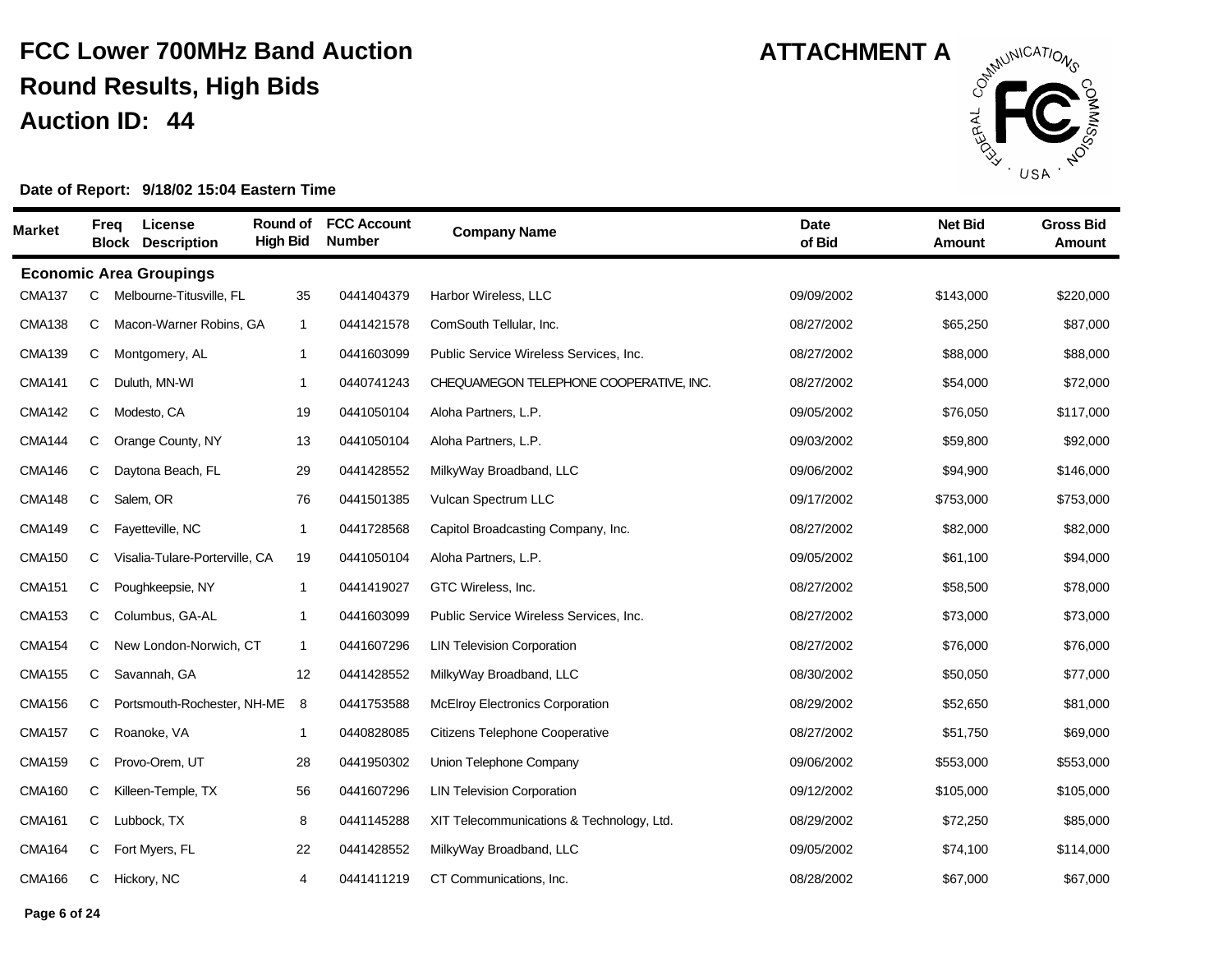# FCC Lower 700MHz Band Auction

## Round Results, High Bids

## Auction ID: 44

**ATTACHMENT A**

**Date of Report: 9/18/02 15:04 Eastern Time**

| Market | Freq Block | License Description | Round of High Bid | FCC Account Number | Company Name | Date of Bid | Net Bid Amount | Gross Bid Amount |
|---|---|---|---|---|---|---|---|---|
| **Economic Area Groupings** | | | | | | | | |
| CMA137 | C | Melbourne-Titusville, FL | 35 | 0441404379 | Harbor Wireless, LLC | 09/09/2002 | $143,000 | $220,000 |
| CMA138 | C | Macon-Warner Robins, GA | 1 | 0441421578 | ComSouth Tellular, Inc. | 08/27/2002 | $65,250 | $87,000 |
| CMA139 | C | Montgomery, AL | 1 | 0441603099 | Public Service Wireless Services, Inc. | 08/27/2002 | $88,000 | $88,000 |
| CMA141 | C | Duluth, MN-WI | 1 | 0440741243 | CHEQUAMEGON TELEPHONE COOPERATIVE, INC. | 08/27/2002 | $54,000 | $72,000 |
| CMA142 | C | Modesto, CA | 19 | 0441050104 | Aloha Partners, L.P. | 09/05/2002 | $76,050 | $117,000 |
| CMA144 | C | Orange County, NY | 13 | 0441050104 | Aloha Partners, L.P. | 09/03/2002 | $59,800 | $92,000 |
| CMA146 | C | Daytona Beach, FL | 29 | 0441428552 | MilkyWay Broadband, LLC | 09/06/2002 | $94,900 | $146,000 |
| CMA148 | C | Salem, OR | 76 | 0441501385 | Vulcan Spectrum LLC | 09/17/2002 | $753,000 | $753,000 |
| CMA149 | C | Fayetteville, NC | 1 | 0441728568 | Capitol Broadcasting Company, Inc. | 08/27/2002 | $82,000 | $82,000 |
| CMA150 | C | Visalia-Tulare-Porterville, CA | 19 | 0441050104 | Aloha Partners, L.P. | 09/05/2002 | $61,100 | $94,000 |
| CMA151 | C | Poughkeepsie, NY | 1 | 0441419027 | GTC Wireless, Inc. | 08/27/2002 | $58,500 | $78,000 |
| CMA153 | C | Columbus, GA-AL | 1 | 0441603099 | Public Service Wireless Services, Inc. | 08/27/2002 | $73,000 | $73,000 |
| CMA154 | C | New London-Norwich, CT | 1 | 0441607296 | LIN Television Corporation | 08/27/2002 | $76,000 | $76,000 |
| CMA155 | C | Savannah, GA | 12 | 0441428552 | MilkyWay Broadband, LLC | 08/30/2002 | $50,050 | $77,000 |
| CMA156 | C | Portsmouth-Rochester, NH-ME | 8 | 0441753588 | McElroy Electronics Corporation | 08/29/2002 | $52,650 | $81,000 |
| CMA157 | C | Roanoke, VA | 1 | 0440828085 | Citizens Telephone Cooperative | 08/27/2002 | $51,750 | $69,000 |
| CMA159 | C | Provo-Orem, UT | 28 | 0441950302 | Union Telephone Company | 09/06/2002 | $553,000 | $553,000 |
| CMA160 | C | Killeen-Temple, TX | 56 | 0441607296 | LIN Television Corporation | 09/12/2002 | $105,000 | $105,000 |
| CMA161 | C | Lubbock, TX | 8 | 0441145288 | XIT Telecommunications & Technology, Ltd. | 08/29/2002 | $72,250 | $85,000 |
| CMA164 | C | Fort Myers, FL | 22 | 0441428552 | MilkyWay Broadband, LLC | 09/05/2002 | $74,100 | $114,000 |
| CMA166 | C | Hickory, NC | 4 | 0441411219 | CT Communications, Inc. | 08/28/2002 | $67,000 | $67,000 |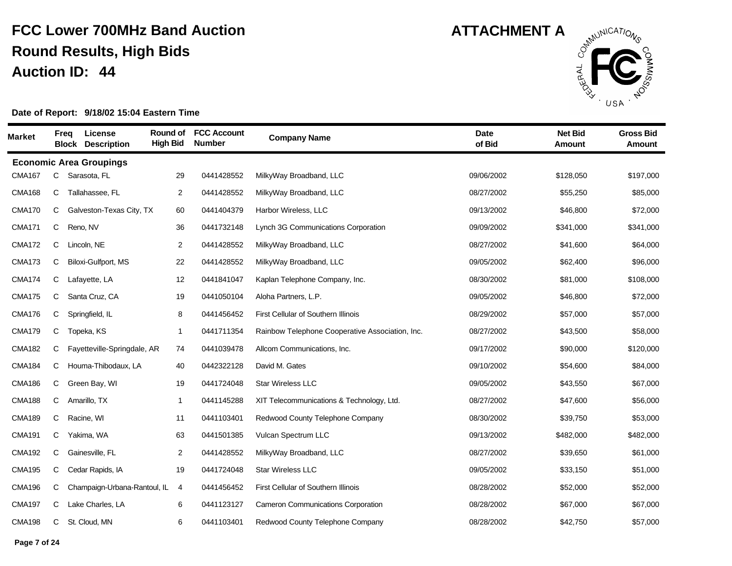# FCC Lower 700MHz Band Auction

## Round Results, High Bids

## Auction ID: 44

**ATTACHMENT A**

**Date of Report: 9/18/02 15:04 Eastern Time**

| Market | Freq Block | License Description | Round of High Bid | FCC Account Number | Company Name | Date of Bid | Net Bid Amount | Gross Bid Amount |
|---|---|---|---|---|---|---|---|---|
| **Economic Area Groupings** | | | | | | | | |
| CMA167 | C | Sarasota, FL | 29 | 0441428552 | MilkyWay Broadband, LLC | 09/06/2002 | $128,050 | $197,000 |
| CMA168 | C | Tallahassee, FL | 2 | 0441428552 | MilkyWay Broadband, LLC | 08/27/2002 | $55,250 | $85,000 |
| CMA170 | C | Galveston-Texas City, TX | 60 | 0441404379 | Harbor Wireless, LLC | 09/13/2002 | $46,800 | $72,000 |
| CMA171 | C | Reno, NV | 36 | 0441732148 | Lynch 3G Communications Corporation | 09/09/2002 | $341,000 | $341,000 |
| CMA172 | C | Lincoln, NE | 2 | 0441428552 | MilkyWay Broadband, LLC | 08/27/2002 | $41,600 | $64,000 |
| CMA173 | C | Biloxi-Gulfport, MS | 22 | 0441428552 | MilkyWay Broadband, LLC | 09/05/2002 | $62,400 | $96,000 |
| CMA174 | C | Lafayette, LA | 12 | 0441841047 | Kaplan Telephone Company, Inc. | 08/30/2002 | $81,000 | $108,000 |
| CMA175 | C | Santa Cruz, CA | 19 | 0441050104 | Aloha Partners, L.P. | 09/05/2002 | $46,800 | $72,000 |
| CMA176 | C | Springfield, IL | 8 | 0441456452 | First Cellular of Southern Illinois | 08/29/2002 | $57,000 | $57,000 |
| CMA179 | C | Topeka, KS | 1 | 0441711354 | Rainbow Telephone Cooperative Association, Inc. | 08/27/2002 | $43,500 | $58,000 |
| CMA182 | C | Fayetteville-Springdale, AR | 74 | 0441039478 | Allcom Communications, Inc. | 09/17/2002 | $90,000 | $120,000 |
| CMA184 | C | Houma-Thibodaux, LA | 40 | 0442322128 | David M. Gates | 09/10/2002 | $54,600 | $84,000 |
| CMA186 | C | Green Bay, WI | 19 | 0441724048 | Star Wireless LLC | 09/05/2002 | $43,550 | $67,000 |
| CMA188 | C | Amarillo, TX | 1 | 0441145288 | XIT Telecommunications & Technology, Ltd. | 08/27/2002 | $47,600 | $56,000 |
| CMA189 | C | Racine, WI | 11 | 0441103401 | Redwood County Telephone Company | 08/30/2002 | $39,750 | $53,000 |
| CMA191 | C | Yakima, WA | 63 | 0441501385 | Vulcan Spectrum LLC | 09/13/2002 | $482,000 | $482,000 |
| CMA192 | C | Gainesville, FL | 2 | 0441428552 | MilkyWay Broadband, LLC | 08/27/2002 | $39,650 | $61,000 |
| CMA195 | C | Cedar Rapids, IA | 19 | 0441724048 | Star Wireless LLC | 09/05/2002 | $33,150 | $51,000 |
| CMA196 | C | Champaign-Urbana-Rantoul, IL | 4 | 0441456452 | First Cellular of Southern Illinois | 08/28/2002 | $52,000 | $52,000 |
| CMA197 | C | Lake Charles, LA | 6 | 0441123127 | Cameron Communications Corporation | 08/28/2002 | $67,000 | $67,000 |
| CMA198 | C | St. Cloud, MN | 6 | 0441103401 | Redwood County Telephone Company | 08/28/2002 | $42,750 | $57,000 |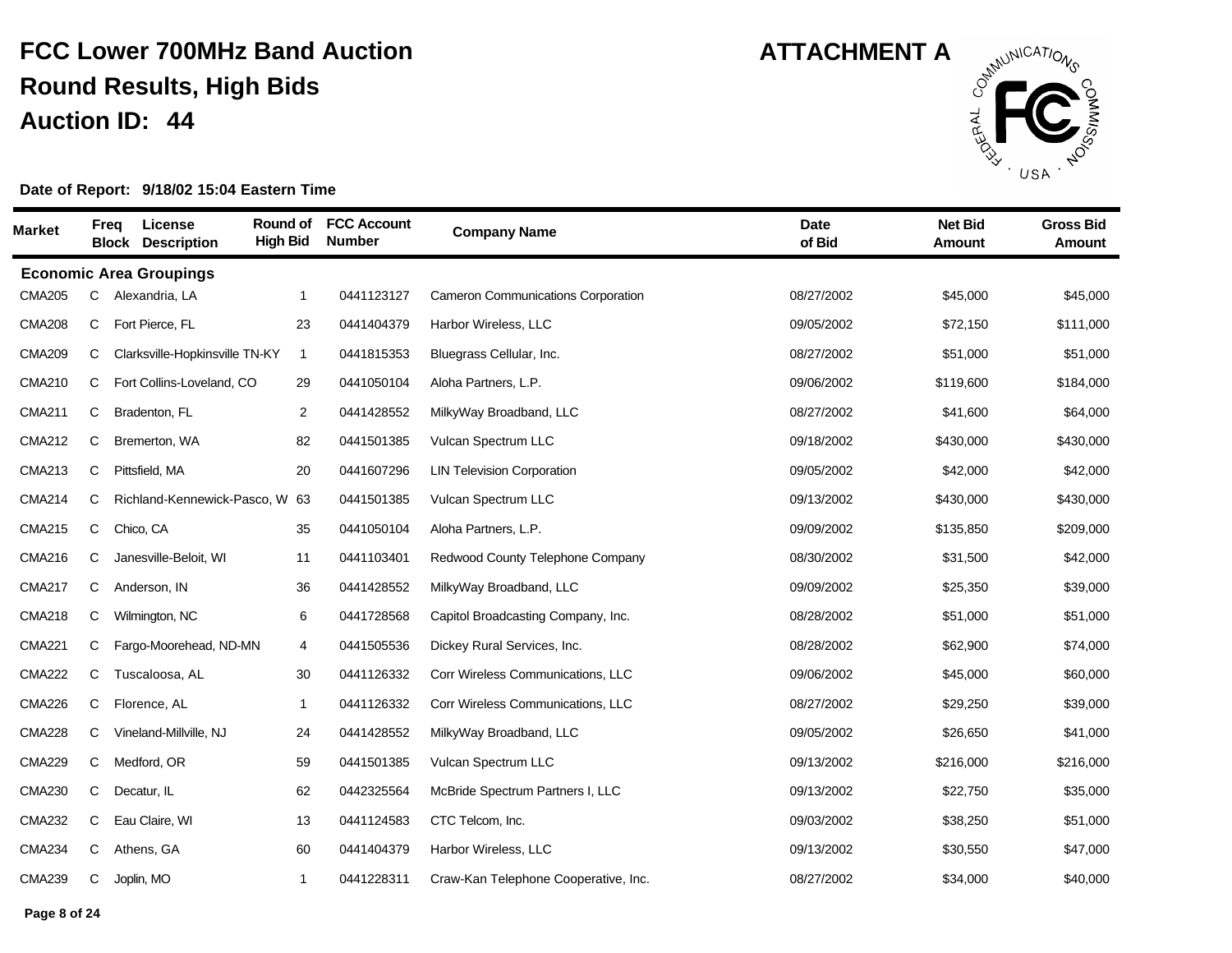# FCC Lower 700MHz Band Auction

## Round Results, High Bids

## Auction ID: 44

**ATTACHMENT A**

**Date of Report: 9/18/02 15:04 Eastern Time**

| Market | Freq Block | License Description | Round of High Bid | FCC Account Number | Company Name | Date of Bid | Net Bid Amount | Gross Bid Amount |
|---|---|---|---|---|---|---|---|---|
| **Economic Area Groupings** | | | | | | | | |
| CMA205 | C | Alexandria, LA | 1 | 0441123127 | Cameron Communications Corporation | 08/27/2002 | $45,000 | $45,000 |
| CMA208 | C | Fort Pierce, FL | 23 | 0441404379 | Harbor Wireless, LLC | 09/05/2002 | $72,150 | $111,000 |
| CMA209 | C | Clarksville-Hopkinsville TN-KY | 1 | 0441815353 | Bluegrass Cellular, Inc. | 08/27/2002 | $51,000 | $51,000 |
| CMA210 | C | Fort Collins-Loveland, CO | 29 | 0441050104 | Aloha Partners, L.P. | 09/06/2002 | $119,600 | $184,000 |
| CMA211 | C | Bradenton, FL | 2 | 0441428552 | MilkyWay Broadband, LLC | 08/27/2002 | $41,600 | $64,000 |
| CMA212 | C | Bremerton, WA | 82 | 0441501385 | Vulcan Spectrum LLC | 09/18/2002 | $430,000 | $430,000 |
| CMA213 | C | Pittsfield, MA | 20 | 0441607296 | LIN Television Corporation | 09/05/2002 | $42,000 | $42,000 |
| CMA214 | C | Richland-Kennewick-Pasco, W | 63 | 0441501385 | Vulcan Spectrum LLC | 09/13/2002 | $430,000 | $430,000 |
| CMA215 | C | Chico, CA | 35 | 0441050104 | Aloha Partners, L.P. | 09/09/2002 | $135,850 | $209,000 |
| CMA216 | C | Janesville-Beloit, WI | 11 | 0441103401 | Redwood County Telephone Company | 08/30/2002 | $31,500 | $42,000 |
| CMA217 | C | Anderson, IN | 36 | 0441428552 | MilkyWay Broadband, LLC | 09/09/2002 | $25,350 | $39,000 |
| CMA218 | C | Wilmington, NC | 6 | 0441728568 | Capitol Broadcasting Company, Inc. | 08/28/2002 | $51,000 | $51,000 |
| CMA221 | C | Fargo-Moorehead, ND-MN | 4 | 0441505536 | Dickey Rural Services, Inc. | 08/28/2002 | $62,900 | $74,000 |
| CMA222 | C | Tuscaloosa, AL | 30 | 0441126332 | Corr Wireless Communications, LLC | 09/06/2002 | $45,000 | $60,000 |
| CMA226 | C | Florence, AL | 1 | 0441126332 | Corr Wireless Communications, LLC | 08/27/2002 | $29,250 | $39,000 |
| CMA228 | C | Vineland-Millville, NJ | 24 | 0441428552 | MilkyWay Broadband, LLC | 09/05/2002 | $26,650 | $41,000 |
| CMA229 | C | Medford, OR | 59 | 0441501385 | Vulcan Spectrum LLC | 09/13/2002 | $216,000 | $216,000 |
| CMA230 | C | Decatur, IL | 62 | 0442325564 | McBride Spectrum Partners I, LLC | 09/13/2002 | $22,750 | $35,000 |
| CMA232 | C | Eau Claire, WI | 13 | 0441124583 | CTC Telcom, Inc. | 09/03/2002 | $38,250 | $51,000 |
| CMA234 | C | Athens, GA | 60 | 0441404379 | Harbor Wireless, LLC | 09/13/2002 | $30,550 | $47,000 |
| CMA239 | C | Joplin, MO | 1 | 0441228311 | Craw-Kan Telephone Cooperative, Inc. | 08/27/2002 | $34,000 | $40,000 |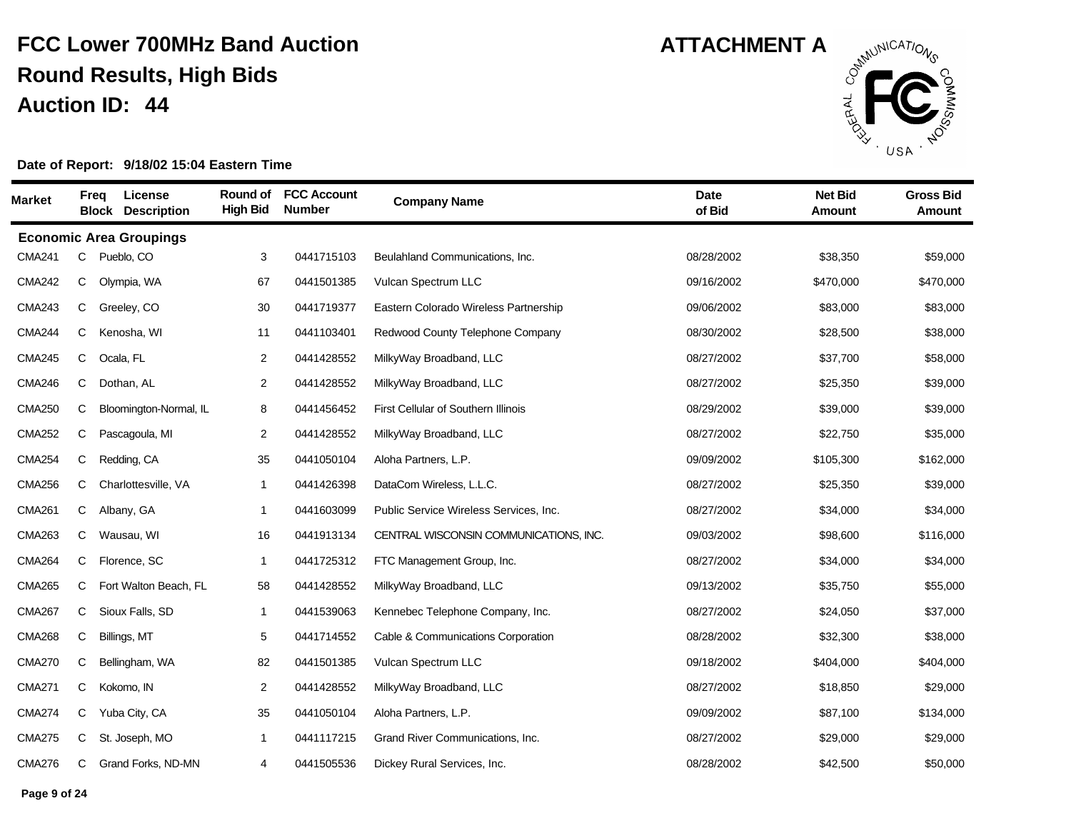# FCC Lower 700MHz Band Auction

## Round Results, High Bids

## Auction ID: 44

**ATTACHMENT A**

**Date of Report: 9/18/02 15:04 Eastern Time**

| Market | Freq Block | License Description | Round of High Bid | FCC Account Number | Company Name | Date of Bid | Net Bid Amount | Gross Bid Amount |
|---|---|---|---|---|---|---|---|---|
| **Economic Area Groupings** | | | | | | | | |
| CMA241 | C | Pueblo, CO | 3 | 0441715103 | Beulahland Communications, Inc. | 08/28/2002 | $38,350 | $59,000 |
| CMA242 | C | Olympia, WA | 67 | 0441501385 | Vulcan Spectrum LLC | 09/16/2002 | $470,000 | $470,000 |
| CMA243 | C | Greeley, CO | 30 | 0441719377 | Eastern Colorado Wireless Partnership | 09/06/2002 | $83,000 | $83,000 |
| CMA244 | C | Kenosha, WI | 11 | 0441103401 | Redwood County Telephone Company | 08/30/2002 | $28,500 | $38,000 |
| CMA245 | C | Ocala, FL | 2 | 0441428552 | MilkyWay Broadband, LLC | 08/27/2002 | $37,700 | $58,000 |
| CMA246 | C | Dothan, AL | 2 | 0441428552 | MilkyWay Broadband, LLC | 08/27/2002 | $25,350 | $39,000 |
| CMA250 | C | Bloomington-Normal, IL | 8 | 0441456452 | First Cellular of Southern Illinois | 08/29/2002 | $39,000 | $39,000 |
| CMA252 | C | Pascagoula, MI | 2 | 0441428552 | MilkyWay Broadband, LLC | 08/27/2002 | $22,750 | $35,000 |
| CMA254 | C | Redding, CA | 35 | 0441050104 | Aloha Partners, L.P. | 09/09/2002 | $105,300 | $162,000 |
| CMA256 | C | Charlottesville, VA | 1 | 0441426398 | DataCom Wireless, L.L.C. | 08/27/2002 | $25,350 | $39,000 |
| CMA261 | C | Albany, GA | 1 | 0441603099 | Public Service Wireless Services, Inc. | 08/27/2002 | $34,000 | $34,000 |
| CMA263 | C | Wausau, WI | 16 | 0441913134 | CENTRAL WISCONSIN COMMUNICATIONS, INC. | 09/03/2002 | $98,600 | $116,000 |
| CMA264 | C | Florence, SC | 1 | 0441725312 | FTC Management Group, Inc. | 08/27/2002 | $34,000 | $34,000 |
| CMA265 | C | Fort Walton Beach, FL | 58 | 0441428552 | MilkyWay Broadband, LLC | 09/13/2002 | $35,750 | $55,000 |
| CMA267 | C | Sioux Falls, SD | 1 | 0441539063 | Kennebec Telephone Company, Inc. | 08/27/2002 | $24,050 | $37,000 |
| CMA268 | C | Billings, MT | 5 | 0441714552 | Cable & Communications Corporation | 08/28/2002 | $32,300 | $38,000 |
| CMA270 | C | Bellingham, WA | 82 | 0441501385 | Vulcan Spectrum LLC | 09/18/2002 | $404,000 | $404,000 |
| CMA271 | C | Kokomo, IN | 2 | 0441428552 | MilkyWay Broadband, LLC | 08/27/2002 | $18,850 | $29,000 |
| CMA274 | C | Yuba City, CA | 35 | 0441050104 | Aloha Partners, L.P. | 09/09/2002 | $87,100 | $134,000 |
| CMA275 | C | St. Joseph, MO | 1 | 0441117215 | Grand River Communications, Inc. | 08/27/2002 | $29,000 | $29,000 |
| CMA276 | C | Grand Forks, ND-MN | 4 | 0441505536 | Dickey Rural Services, Inc. | 08/28/2002 | $42,500 | $50,000 |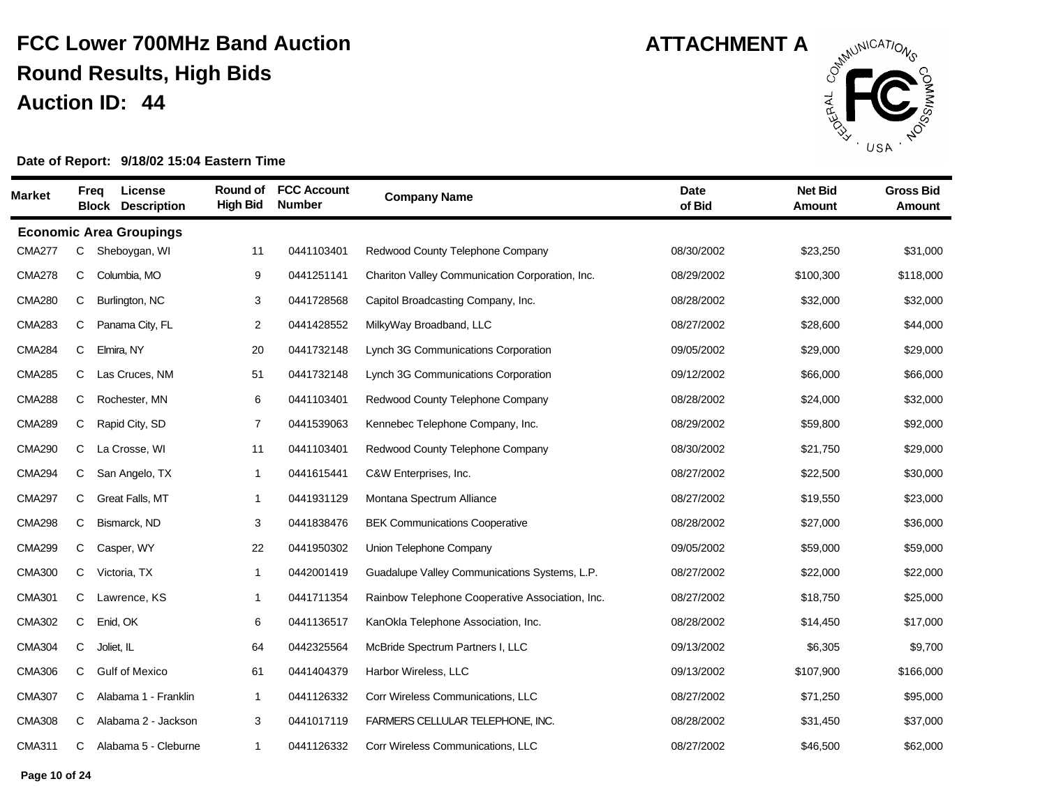# FCC Lower 700MHz Band Auction

## Round Results, High Bids

## Auction ID: 44

**ATTACHMENT A**

**Date of Report: 9/18/02 15:04 Eastern Time**

| Market | Freq Block | License Description | Round of High Bid | FCC Account Number | Company Name | Date of Bid | Net Bid Amount | Gross Bid Amount |
|---|---|---|---|---|---|---|---|---|
| **Economic Area Groupings** | | | | | | | | |
| CMA277 | C | Sheboygan, WI | 11 | 0441103401 | Redwood County Telephone Company | 08/30/2002 | $23,250 | $31,000 |
| CMA278 | C | Columbia, MO | 9 | 0441251141 | Chariton Valley Communication Corporation, Inc. | 08/29/2002 | $100,300 | $118,000 |
| CMA280 | C | Burlington, NC | 3 | 0441728568 | Capitol Broadcasting Company, Inc. | 08/28/2002 | $32,000 | $32,000 |
| CMA283 | C | Panama City, FL | 2 | 0441428552 | MilkyWay Broadband, LLC | 08/27/2002 | $28,600 | $44,000 |
| CMA284 | C | Elmira, NY | 20 | 0441732148 | Lynch 3G Communications Corporation | 09/05/2002 | $29,000 | $29,000 |
| CMA285 | C | Las Cruces, NM | 51 | 0441732148 | Lynch 3G Communications Corporation | 09/12/2002 | $66,000 | $66,000 |
| CMA288 | C | Rochester, MN | 6 | 0441103401 | Redwood County Telephone Company | 08/28/2002 | $24,000 | $32,000 |
| CMA289 | C | Rapid City, SD | 7 | 0441539063 | Kennebec Telephone Company, Inc. | 08/29/2002 | $59,800 | $92,000 |
| CMA290 | C | La Crosse, WI | 11 | 0441103401 | Redwood County Telephone Company | 08/30/2002 | $21,750 | $29,000 |
| CMA294 | C | San Angelo, TX | 1 | 0441615441 | C&W Enterprises, Inc. | 08/27/2002 | $22,500 | $30,000 |
| CMA297 | C | Great Falls, MT | 1 | 0441931129 | Montana Spectrum Alliance | 08/27/2002 | $19,550 | $23,000 |
| CMA298 | C | Bismarck, ND | 3 | 0441838476 | BEK Communications Cooperative | 08/28/2002 | $27,000 | $36,000 |
| CMA299 | C | Casper, WY | 22 | 0441950302 | Union Telephone Company | 09/05/2002 | $59,000 | $59,000 |
| CMA300 | C | Victoria, TX | 1 | 0442001419 | Guadalupe Valley Communications Systems, L.P. | 08/27/2002 | $22,000 | $22,000 |
| CMA301 | C | Lawrence, KS | 1 | 0441711354 | Rainbow Telephone Cooperative Association, Inc. | 08/27/2002 | $18,750 | $25,000 |
| CMA302 | C | Enid, OK | 6 | 0441136517 | KanOkla Telephone Association, Inc. | 08/28/2002 | $14,450 | $17,000 |
| CMA304 | C | Joliet, IL | 64 | 0442325564 | McBride Spectrum Partners I, LLC | 09/13/2002 | $6,305 | $9,700 |
| CMA306 | C | Gulf of Mexico | 61 | 0441404379 | Harbor Wireless, LLC | 09/13/2002 | $107,900 | $166,000 |
| CMA307 | C | Alabama 1 - Franklin | 1 | 0441126332 | Corr Wireless Communications, LLC | 08/27/2002 | $71,250 | $95,000 |
| CMA308 | C | Alabama 2 - Jackson | 3 | 0441017119 | FARMERS CELLULAR TELEPHONE, INC. | 08/28/2002 | $31,450 | $37,000 |
| CMA311 | C | Alabama 5 - Cleburne | 1 | 0441126332 | Corr Wireless Communications, LLC | 08/27/2002 | $46,500 | $62,000 |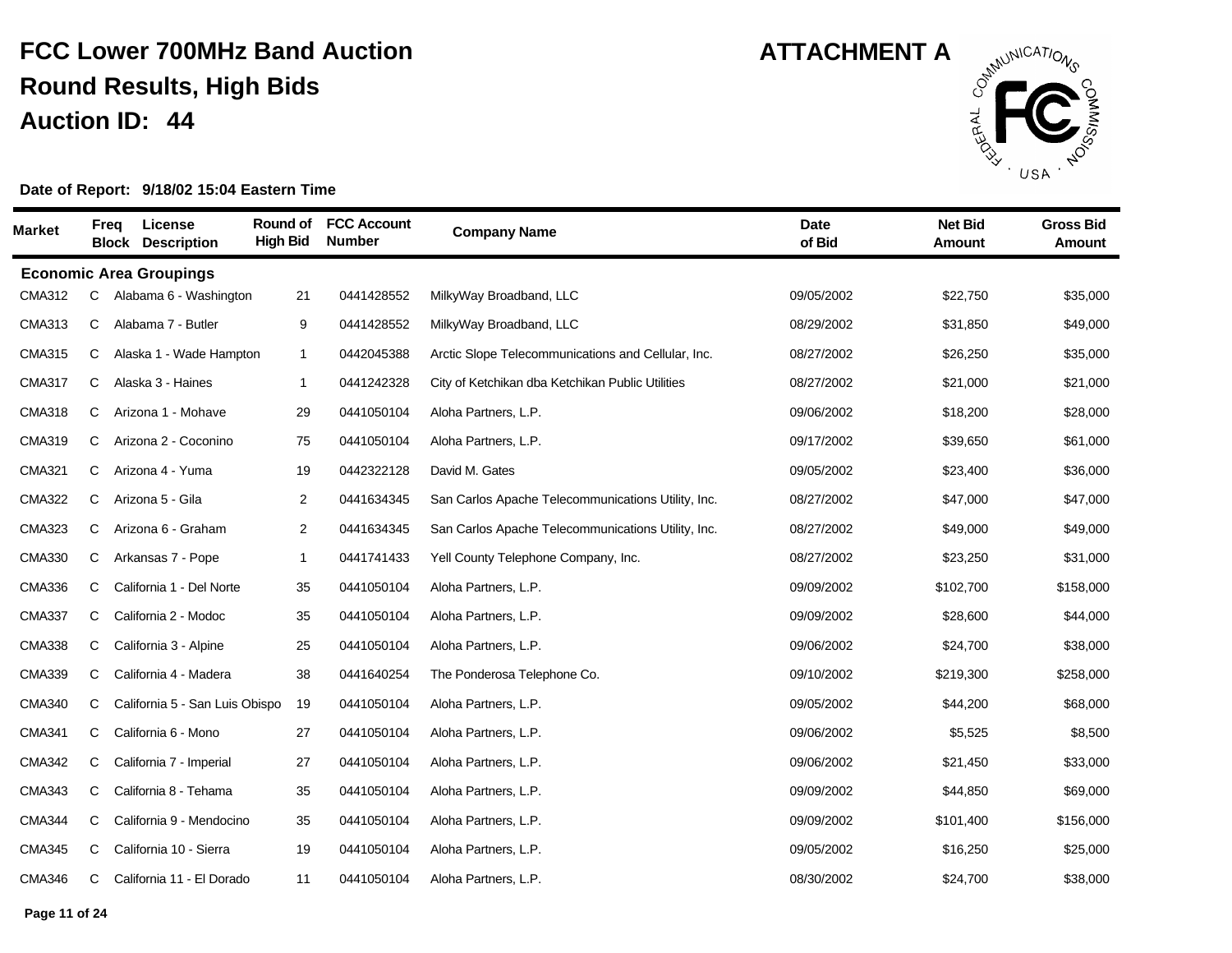# FCC Lower 700MHz Band Auction

## Round Results, High Bids

## Auction ID: 44

**ATTACHMENT A**

**Date of Report: 9/18/02 15:04 Eastern Time**

| Market | Freq Block | License Description | Round of High Bid | FCC Account Number | Company Name | Date of Bid | Net Bid Amount | Gross Bid Amount |
|---|---|---|---|---|---|---|---|---|
| **Economic Area Groupings** | | | | | | | | |
| CMA312 | C | Alabama 6 - Washington | 21 | 0441428552 | MilkyWay Broadband, LLC | 09/05/2002 | $22,750 | $35,000 |
| CMA313 | C | Alabama 7 - Butler | 9 | 0441428552 | MilkyWay Broadband, LLC | 08/29/2002 | $31,850 | $49,000 |
| CMA315 | C | Alaska 1 - Wade Hampton | 1 | 0442045388 | Arctic Slope Telecommunications and Cellular, Inc. | 08/27/2002 | $26,250 | $35,000 |
| CMA317 | C | Alaska 3 - Haines | 1 | 0441242328 | City of Ketchikan dba Ketchikan Public Utilities | 08/27/2002 | $21,000 | $21,000 |
| CMA318 | C | Arizona 1 - Mohave | 29 | 0441050104 | Aloha Partners, L.P. | 09/06/2002 | $18,200 | $28,000 |
| CMA319 | C | Arizona 2 - Coconino | 75 | 0441050104 | Aloha Partners, L.P. | 09/17/2002 | $39,650 | $61,000 |
| CMA321 | C | Arizona 4 - Yuma | 19 | 0442322128 | David M. Gates | 09/05/2002 | $23,400 | $36,000 |
| CMA322 | C | Arizona 5 - Gila | 2 | 0441634345 | San Carlos Apache Telecommunications Utility, Inc. | 08/27/2002 | $47,000 | $47,000 |
| CMA323 | C | Arizona 6 - Graham | 2 | 0441634345 | San Carlos Apache Telecommunications Utility, Inc. | 08/27/2002 | $49,000 | $49,000 |
| CMA330 | C | Arkansas 7 - Pope | 1 | 0441741433 | Yell County Telephone Company, Inc. | 08/27/2002 | $23,250 | $31,000 |
| CMA336 | C | California 1 - Del Norte | 35 | 0441050104 | Aloha Partners, L.P. | 09/09/2002 | $102,700 | $158,000 |
| CMA337 | C | California 2 - Modoc | 35 | 0441050104 | Aloha Partners, L.P. | 09/09/2002 | $28,600 | $44,000 |
| CMA338 | C | California 3 - Alpine | 25 | 0441050104 | Aloha Partners, L.P. | 09/06/2002 | $24,700 | $38,000 |
| CMA339 | C | California 4 - Madera | 38 | 0441640254 | The Ponderosa Telephone Co. | 09/10/2002 | $219,300 | $258,000 |
| CMA340 | C | California 5 - San Luis Obispo | 19 | 0441050104 | Aloha Partners, L.P. | 09/05/2002 | $44,200 | $68,000 |
| CMA341 | C | California 6 - Mono | 27 | 0441050104 | Aloha Partners, L.P. | 09/06/2002 | $5,525 | $8,500 |
| CMA342 | C | California 7 - Imperial | 27 | 0441050104 | Aloha Partners, L.P. | 09/06/2002 | $21,450 | $33,000 |
| CMA343 | C | California 8 - Tehama | 35 | 0441050104 | Aloha Partners, L.P. | 09/09/2002 | $44,850 | $69,000 |
| CMA344 | C | California 9 - Mendocino | 35 | 0441050104 | Aloha Partners, L.P. | 09/09/2002 | $101,400 | $156,000 |
| CMA345 | C | California 10 - Sierra | 19 | 0441050104 | Aloha Partners, L.P. | 09/05/2002 | $16,250 | $25,000 |
| CMA346 | C | California 11 - El Dorado | 11 | 0441050104 | Aloha Partners, L.P. | 08/30/2002 | $24,700 | $38,000 |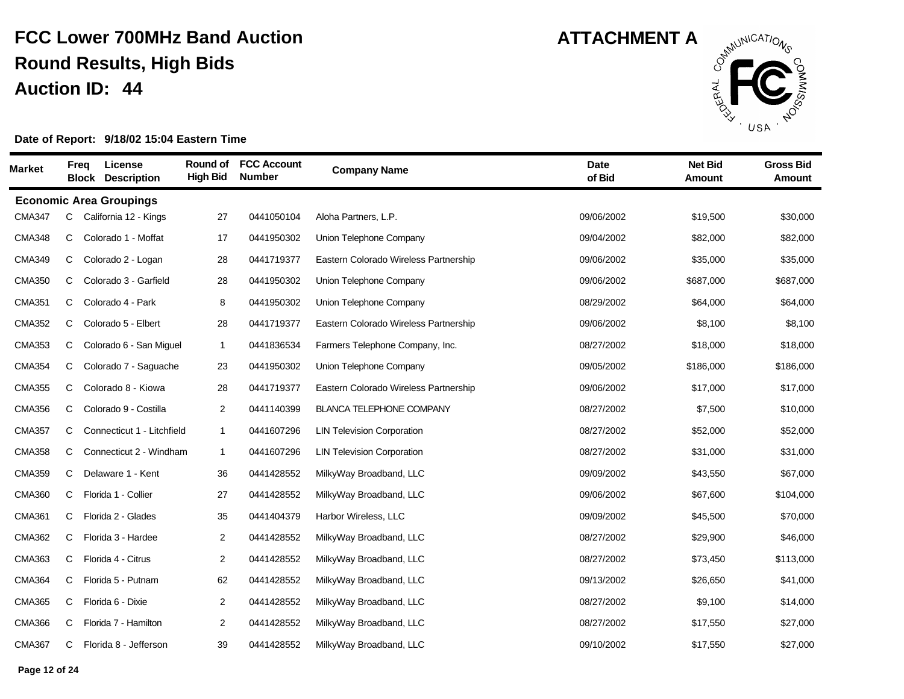# FCC Lower 700MHz Band Auction

## Round Results, High Bids

## Auction ID: 44

**ATTACHMENT A**

**Date of Report: 9/18/02 15:04 Eastern Time**

| Market | Freq Block | License Description | Round of High Bid | FCC Account Number | Company Name | Date of Bid | Net Bid Amount | Gross Bid Amount |
|---|---|---|---|---|---|---|---|---|
| **Economic Area Groupings** | | | | | | | | |
| CMA347 | C | California 12 - Kings | 27 | 0441050104 | Aloha Partners, L.P. | 09/06/2002 | $19,500 | $30,000 |
| CMA348 | C | Colorado 1 - Moffat | 17 | 0441950302 | Union Telephone Company | 09/04/2002 | $82,000 | $82,000 |
| CMA349 | C | Colorado 2 - Logan | 28 | 0441719377 | Eastern Colorado Wireless Partnership | 09/06/2002 | $35,000 | $35,000 |
| CMA350 | C | Colorado 3 - Garfield | 28 | 0441950302 | Union Telephone Company | 09/06/2002 | $687,000 | $687,000 |
| CMA351 | C | Colorado 4 - Park | 8 | 0441950302 | Union Telephone Company | 08/29/2002 | $64,000 | $64,000 |
| CMA352 | C | Colorado 5 - Elbert | 28 | 0441719377 | Eastern Colorado Wireless Partnership | 09/06/2002 | $8,100 | $8,100 |
| CMA353 | C | Colorado 6 - San Miguel | 1 | 0441836534 | Farmers Telephone Company, Inc. | 08/27/2002 | $18,000 | $18,000 |
| CMA354 | C | Colorado 7 - Saguache | 23 | 0441950302 | Union Telephone Company | 09/05/2002 | $186,000 | $186,000 |
| CMA355 | C | Colorado 8 - Kiowa | 28 | 0441719377 | Eastern Colorado Wireless Partnership | 09/06/2002 | $17,000 | $17,000 |
| CMA356 | C | Colorado 9 - Costilla | 2 | 0441140399 | BLANCA TELEPHONE COMPANY | 08/27/2002 | $7,500 | $10,000 |
| CMA357 | C | Connecticut 1 - Litchfield | 1 | 0441607296 | LIN Television Corporation | 08/27/2002 | $52,000 | $52,000 |
| CMA358 | C | Connecticut 2 - Windham | 1 | 0441607296 | LIN Television Corporation | 08/27/2002 | $31,000 | $31,000 |
| CMA359 | C | Delaware 1 - Kent | 36 | 0441428552 | MilkyWay Broadband, LLC | 09/09/2002 | $43,550 | $67,000 |
| CMA360 | C | Florida 1 - Collier | 27 | 0441428552 | MilkyWay Broadband, LLC | 09/06/2002 | $67,600 | $104,000 |
| CMA361 | C | Florida 2 - Glades | 35 | 0441404379 | Harbor Wireless, LLC | 09/09/2002 | $45,500 | $70,000 |
| CMA362 | C | Florida 3 - Hardee | 2 | 0441428552 | MilkyWay Broadband, LLC | 08/27/2002 | $29,900 | $46,000 |
| CMA363 | C | Florida 4 - Citrus | 2 | 0441428552 | MilkyWay Broadband, LLC | 08/27/2002 | $73,450 | $113,000 |
| CMA364 | C | Florida 5 - Putnam | 62 | 0441428552 | MilkyWay Broadband, LLC | 09/13/2002 | $26,650 | $41,000 |
| CMA365 | C | Florida 6 - Dixie | 2 | 0441428552 | MilkyWay Broadband, LLC | 08/27/2002 | $9,100 | $14,000 |
| CMA366 | C | Florida 7 - Hamilton | 2 | 0441428552 | MilkyWay Broadband, LLC | 08/27/2002 | $17,550 | $27,000 |
| CMA367 | C | Florida 8 - Jefferson | 39 | 0441428552 | MilkyWay Broadband, LLC | 09/10/2002 | $17,550 | $27,000 |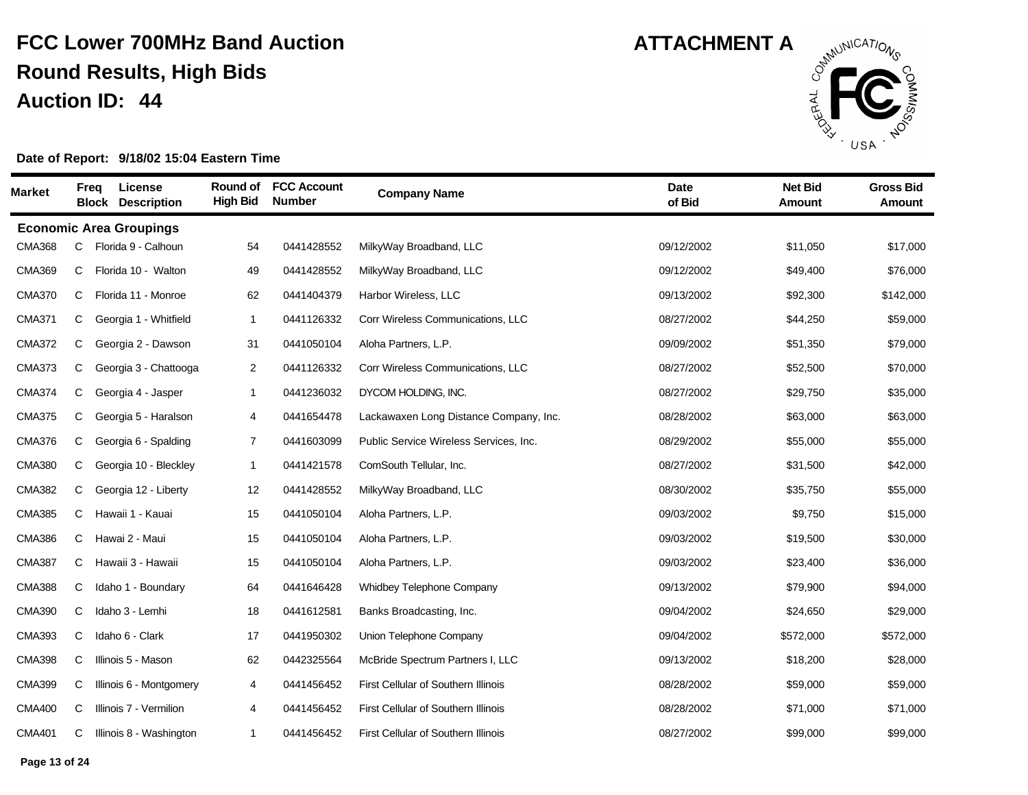# FCC Lower 700MHz Band Auction

## Round Results, High Bids

## Auction ID: 44

**ATTACHMENT A**

**Date of Report: 9/18/02 15:04 Eastern Time**

| Market | Freq Block | License Description | Round of High Bid | FCC Account Number | Company Name | Date of Bid | Net Bid Amount | Gross Bid Amount |
|---|---|---|---|---|---|---|---|---|
| **Economic Area Groupings** | | | | | | | | |
| CMA368 | C | Florida 9 - Calhoun | 54 | 0441428552 | MilkyWay Broadband, LLC | 09/12/2002 | $11,050 | $17,000 |
| CMA369 | C | Florida 10 - Walton | 49 | 0441428552 | MilkyWay Broadband, LLC | 09/12/2002 | $49,400 | $76,000 |
| CMA370 | C | Florida 11 - Monroe | 62 | 0441404379 | Harbor Wireless, LLC | 09/13/2002 | $92,300 | $142,000 |
| CMA371 | C | Georgia 1 - Whitfield | 1 | 0441126332 | Corr Wireless Communications, LLC | 08/27/2002 | $44,250 | $59,000 |
| CMA372 | C | Georgia 2 - Dawson | 31 | 0441050104 | Aloha Partners, L.P. | 09/09/2002 | $51,350 | $79,000 |
| CMA373 | C | Georgia 3 - Chattooga | 2 | 0441126332 | Corr Wireless Communications, LLC | 08/27/2002 | $52,500 | $70,000 |
| CMA374 | C | Georgia 4 - Jasper | 1 | 0441236032 | DYCOM HOLDING, INC. | 08/27/2002 | $29,750 | $35,000 |
| CMA375 | C | Georgia 5 - Haralson | 4 | 0441654478 | Lackawaxen Long Distance Company, Inc. | 08/28/2002 | $63,000 | $63,000 |
| CMA376 | C | Georgia 6 - Spalding | 7 | 0441603099 | Public Service Wireless Services, Inc. | 08/29/2002 | $55,000 | $55,000 |
| CMA380 | C | Georgia 10 - Bleckley | 1 | 0441421578 | ComSouth Tellular, Inc. | 08/27/2002 | $31,500 | $42,000 |
| CMA382 | C | Georgia 12 - Liberty | 12 | 0441428552 | MilkyWay Broadband, LLC | 08/30/2002 | $35,750 | $55,000 |
| CMA385 | C | Hawaii 1 - Kauai | 15 | 0441050104 | Aloha Partners, L.P. | 09/03/2002 | $9,750 | $15,000 |
| CMA386 | C | Hawai 2 - Maui | 15 | 0441050104 | Aloha Partners, L.P. | 09/03/2002 | $19,500 | $30,000 |
| CMA387 | C | Hawaii 3 - Hawaii | 15 | 0441050104 | Aloha Partners, L.P. | 09/03/2002 | $23,400 | $36,000 |
| CMA388 | C | Idaho 1 - Boundary | 64 | 0441646428 | Whidbey Telephone Company | 09/13/2002 | $79,900 | $94,000 |
| CMA390 | C | Idaho 3 - Lemhi | 18 | 0441612581 | Banks Broadcasting, Inc. | 09/04/2002 | $24,650 | $29,000 |
| CMA393 | C | Idaho 6 - Clark | 17 | 0441950302 | Union Telephone Company | 09/04/2002 | $572,000 | $572,000 |
| CMA398 | C | Illinois 5 - Mason | 62 | 0442325564 | McBride Spectrum Partners I, LLC | 09/13/2002 | $18,200 | $28,000 |
| CMA399 | C | Illinois 6 - Montgomery | 4 | 0441456452 | First Cellular of Southern Illinois | 08/28/2002 | $59,000 | $59,000 |
| CMA400 | C | Illinois 7 - Vermilion | 4 | 0441456452 | First Cellular of Southern Illinois | 08/28/2002 | $71,000 | $71,000 |
| CMA401 | C | Illinois 8 - Washington | 1 | 0441456452 | First Cellular of Southern Illinois | 08/27/2002 | $99,000 | $99,000 |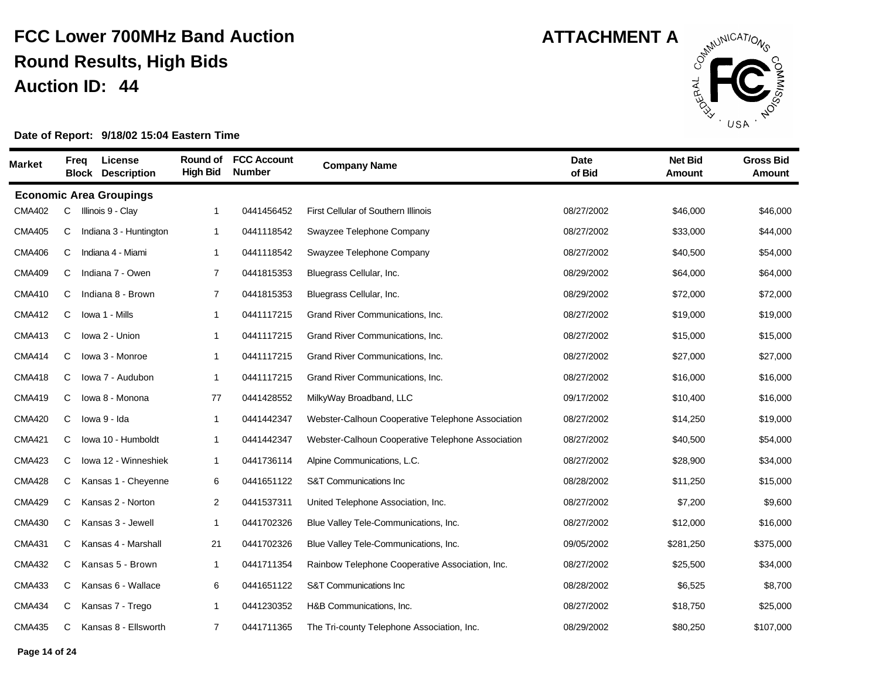# FCC Lower 700MHz Band Auction

## Round Results, High Bids

## Auction ID: 44

**ATTACHMENT A**

**Date of Report: 9/18/02 15:04 Eastern Time**

| Market | Freq Block | License Description | Round of High Bid | FCC Account Number | Company Name | Date of Bid | Net Bid Amount | Gross Bid Amount |
|---|---|---|---|---|---|---|---|---|
| **Economic Area Groupings** | | | | | | | | |
| CMA402 | C | Illinois 9 - Clay | 1 | 0441456452 | First Cellular of Southern Illinois | 08/27/2002 | $46,000 | $46,000 |
| CMA405 | C | Indiana 3 - Huntington | 1 | 0441118542 | Swayzee Telephone Company | 08/27/2002 | $33,000 | $44,000 |
| CMA406 | C | Indiana 4 - Miami | 1 | 0441118542 | Swayzee Telephone Company | 08/27/2002 | $40,500 | $54,000 |
| CMA409 | C | Indiana 7 - Owen | 7 | 0441815353 | Bluegrass Cellular, Inc. | 08/29/2002 | $64,000 | $64,000 |
| CMA410 | C | Indiana 8 - Brown | 7 | 0441815353 | Bluegrass Cellular, Inc. | 08/29/2002 | $72,000 | $72,000 |
| CMA412 | C | Iowa 1 - Mills | 1 | 0441117215 | Grand River Communications, Inc. | 08/27/2002 | $19,000 | $19,000 |
| CMA413 | C | Iowa 2 - Union | 1 | 0441117215 | Grand River Communications, Inc. | 08/27/2002 | $15,000 | $15,000 |
| CMA414 | C | Iowa 3 - Monroe | 1 | 0441117215 | Grand River Communications, Inc. | 08/27/2002 | $27,000 | $27,000 |
| CMA418 | C | Iowa 7 - Audubon | 1 | 0441117215 | Grand River Communications, Inc. | 08/27/2002 | $16,000 | $16,000 |
| CMA419 | C | Iowa 8 - Monona | 77 | 0441428552 | MilkyWay Broadband, LLC | 09/17/2002 | $10,400 | $16,000 |
| CMA420 | C | Iowa 9 - Ida | 1 | 0441442347 | Webster-Calhoun Cooperative Telephone Association | 08/27/2002 | $14,250 | $19,000 |
| CMA421 | C | Iowa 10 - Humboldt | 1 | 0441442347 | Webster-Calhoun Cooperative Telephone Association | 08/27/2002 | $40,500 | $54,000 |
| CMA423 | C | Iowa 12 - Winneshiek | 1 | 0441736114 | Alpine Communications, L.C. | 08/27/2002 | $28,900 | $34,000 |
| CMA428 | C | Kansas 1 - Cheyenne | 6 | 0441651122 | S&T Communications Inc | 08/28/2002 | $11,250 | $15,000 |
| CMA429 | C | Kansas 2 - Norton | 2 | 0441537311 | United Telephone Association, Inc. | 08/27/2002 | $7,200 | $9,600 |
| CMA430 | C | Kansas 3 - Jewell | 1 | 0441702326 | Blue Valley Tele-Communications, Inc. | 08/27/2002 | $12,000 | $16,000 |
| CMA431 | C | Kansas 4 - Marshall | 21 | 0441702326 | Blue Valley Tele-Communications, Inc. | 09/05/2002 | $281,250 | $375,000 |
| CMA432 | C | Kansas 5 - Brown | 1 | 0441711354 | Rainbow Telephone Cooperative Association, Inc. | 08/27/2002 | $25,500 | $34,000 |
| CMA433 | C | Kansas 6 - Wallace | 6 | 0441651122 | S&T Communications Inc | 08/28/2002 | $6,525 | $8,700 |
| CMA434 | C | Kansas 7 - Trego | 1 | 0441230352 | H&B Communications, Inc. | 08/27/2002 | $18,750 | $25,000 |
| CMA435 | C | Kansas 8 - Ellsworth | 7 | 0441711365 | The Tri-county Telephone Association, Inc. | 08/29/2002 | $80,250 | $107,000 |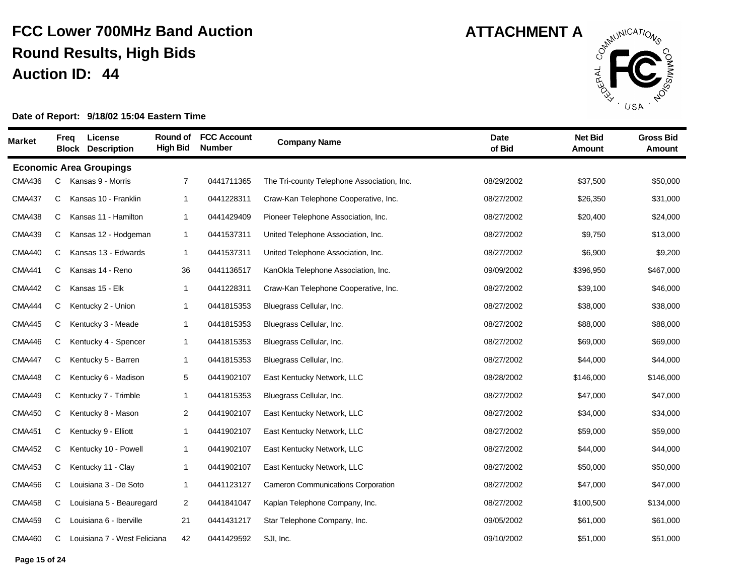# FCC Lower 700MHz Band Auction
## Round Results, High Bids
## Auction ID: 44

**ATTACHMENT A**

**Date of Report: 9/18/02 15:04 Eastern Time**

| Market | Freq Block | License Description | Round of High Bid | FCC Account Number | Company Name | Date of Bid | Net Bid Amount | Gross Bid Amount |
|---|---|---|---|---|---|---|---|---|
| **Economic Area Groupings** | | | | | | | | |
| CMA436 | C | Kansas 9 - Morris | 7 | 0441711365 | The Tri-county Telephone Association, Inc. | 08/29/2002 | $37,500 | $50,000 |
| CMA437 | C | Kansas 10 - Franklin | 1 | 0441228311 | Craw-Kan Telephone Cooperative, Inc. | 08/27/2002 | $26,350 | $31,000 |
| CMA438 | C | Kansas 11 - Hamilton | 1 | 0441429409 | Pioneer Telephone Association, Inc. | 08/27/2002 | $20,400 | $24,000 |
| CMA439 | C | Kansas 12 - Hodgeman | 1 | 0441537311 | United Telephone Association, Inc. | 08/27/2002 | $9,750 | $13,000 |
| CMA440 | C | Kansas 13 - Edwards | 1 | 0441537311 | United Telephone Association, Inc. | 08/27/2002 | $6,900 | $9,200 |
| CMA441 | C | Kansas 14 - Reno | 36 | 0441136517 | KanOkla Telephone Association, Inc. | 09/09/2002 | $396,950 | $467,000 |
| CMA442 | C | Kansas 15 - Elk | 1 | 0441228311 | Craw-Kan Telephone Cooperative, Inc. | 08/27/2002 | $39,100 | $46,000 |
| CMA444 | C | Kentucky 2 - Union | 1 | 0441815353 | Bluegrass Cellular, Inc. | 08/27/2002 | $38,000 | $38,000 |
| CMA445 | C | Kentucky 3 - Meade | 1 | 0441815353 | Bluegrass Cellular, Inc. | 08/27/2002 | $88,000 | $88,000 |
| CMA446 | C | Kentucky 4 - Spencer | 1 | 0441815353 | Bluegrass Cellular, Inc. | 08/27/2002 | $69,000 | $69,000 |
| CMA447 | C | Kentucky 5 - Barren | 1 | 0441815353 | Bluegrass Cellular, Inc. | 08/27/2002 | $44,000 | $44,000 |
| CMA448 | C | Kentucky 6 - Madison | 5 | 0441902107 | East Kentucky Network, LLC | 08/28/2002 | $146,000 | $146,000 |
| CMA449 | C | Kentucky 7 - Trimble | 1 | 0441815353 | Bluegrass Cellular, Inc. | 08/27/2002 | $47,000 | $47,000 |
| CMA450 | C | Kentucky 8 - Mason | 2 | 0441902107 | East Kentucky Network, LLC | 08/27/2002 | $34,000 | $34,000 |
| CMA451 | C | Kentucky 9 - Elliott | 1 | 0441902107 | East Kentucky Network, LLC | 08/27/2002 | $59,000 | $59,000 |
| CMA452 | C | Kentucky 10 - Powell | 1 | 0441902107 | East Kentucky Network, LLC | 08/27/2002 | $44,000 | $44,000 |
| CMA453 | C | Kentucky 11 - Clay | 1 | 0441902107 | East Kentucky Network, LLC | 08/27/2002 | $50,000 | $50,000 |
| CMA456 | C | Louisiana 3 - De Soto | 1 | 0441123127 | Cameron Communications Corporation | 08/27/2002 | $47,000 | $47,000 |
| CMA458 | C | Louisiana 5 - Beauregard | 2 | 0441841047 | Kaplan Telephone Company, Inc. | 08/27/2002 | $100,500 | $134,000 |
| CMA459 | C | Louisiana 6 - Iberville | 21 | 0441431217 | Star Telephone Company, Inc. | 09/05/2002 | $61,000 | $61,000 |
| CMA460 | C | Louisiana 7 - West Feliciana | 42 | 0441429592 | SJI, Inc. | 09/10/2002 | $51,000 | $51,000 |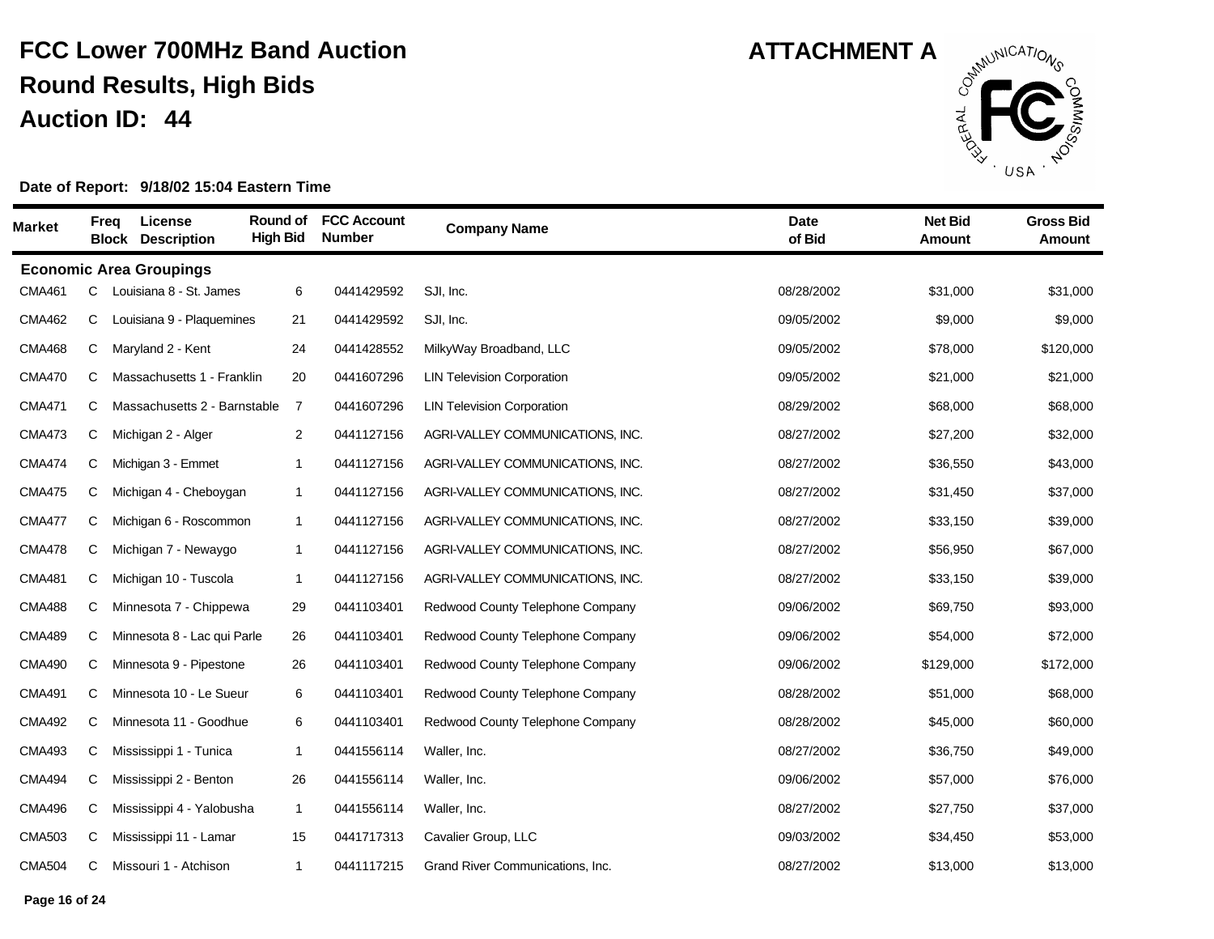# FCC Lower 700MHz Band Auction

## Round Results, High Bids

## Auction ID: 44

**ATTACHMENT A**

**Date of Report: 9/18/02 15:04 Eastern Time**

| Market | Freq Block | License Description | Round of High Bid | FCC Account Number | Company Name | Date of Bid | Net Bid Amount | Gross Bid Amount |
|---|---|---|---|---|---|---|---|---|
| **Economic Area Groupings** | | | | | | | | |
| CMA461 | C | Louisiana 8 - St. James | 6 | 0441429592 | SJI, Inc. | 08/28/2002 | $31,000 | $31,000 |
| CMA462 | C | Louisiana 9 - Plaquemines | 21 | 0441429592 | SJI, Inc. | 09/05/2002 | $9,000 | $9,000 |
| CMA468 | C | Maryland 2 - Kent | 24 | 0441428552 | MilkyWay Broadband, LLC | 09/05/2002 | $78,000 | $120,000 |
| CMA470 | C | Massachusetts 1 - Franklin | 20 | 0441607296 | LIN Television Corporation | 09/05/2002 | $21,000 | $21,000 |
| CMA471 | C | Massachusetts 2 - Barnstable | 7 | 0441607296 | LIN Television Corporation | 08/29/2002 | $68,000 | $68,000 |
| CMA473 | C | Michigan 2 - Alger | 2 | 0441127156 | AGRI-VALLEY COMMUNICATIONS, INC. | 08/27/2002 | $27,200 | $32,000 |
| CMA474 | C | Michigan 3 - Emmet | 1 | 0441127156 | AGRI-VALLEY COMMUNICATIONS, INC. | 08/27/2002 | $36,550 | $43,000 |
| CMA475 | C | Michigan 4 - Cheboygan | 1 | 0441127156 | AGRI-VALLEY COMMUNICATIONS, INC. | 08/27/2002 | $31,450 | $37,000 |
| CMA477 | C | Michigan 6 - Roscommon | 1 | 0441127156 | AGRI-VALLEY COMMUNICATIONS, INC. | 08/27/2002 | $33,150 | $39,000 |
| CMA478 | C | Michigan 7 - Newaygo | 1 | 0441127156 | AGRI-VALLEY COMMUNICATIONS, INC. | 08/27/2002 | $56,950 | $67,000 |
| CMA481 | C | Michigan 10 - Tuscola | 1 | 0441127156 | AGRI-VALLEY COMMUNICATIONS, INC. | 08/27/2002 | $33,150 | $39,000 |
| CMA488 | C | Minnesota 7 - Chippewa | 29 | 0441103401 | Redwood County Telephone Company | 09/06/2002 | $69,750 | $93,000 |
| CMA489 | C | Minnesota 8 - Lac qui Parle | 26 | 0441103401 | Redwood County Telephone Company | 09/06/2002 | $54,000 | $72,000 |
| CMA490 | C | Minnesota 9 - Pipestone | 26 | 0441103401 | Redwood County Telephone Company | 09/06/2002 | $129,000 | $172,000 |
| CMA491 | C | Minnesota 10 - Le Sueur | 6 | 0441103401 | Redwood County Telephone Company | 08/28/2002 | $51,000 | $68,000 |
| CMA492 | C | Minnesota 11 - Goodhue | 6 | 0441103401 | Redwood County Telephone Company | 08/28/2002 | $45,000 | $60,000 |
| CMA493 | C | Mississippi 1 - Tunica | 1 | 0441556114 | Waller, Inc. | 08/27/2002 | $36,750 | $49,000 |
| CMA494 | C | Mississippi 2 - Benton | 26 | 0441556114 | Waller, Inc. | 09/06/2002 | $57,000 | $76,000 |
| CMA496 | C | Mississippi 4 - Yalobusha | 1 | 0441556114 | Waller, Inc. | 08/27/2002 | $27,750 | $37,000 |
| CMA503 | C | Mississippi 11 - Lamar | 15 | 0441717313 | Cavalier Group, LLC | 09/03/2002 | $34,450 | $53,000 |
| CMA504 | C | Missouri 1 - Atchison | 1 | 0441117215 | Grand River Communications, Inc. | 08/27/2002 | $13,000 | $13,000 |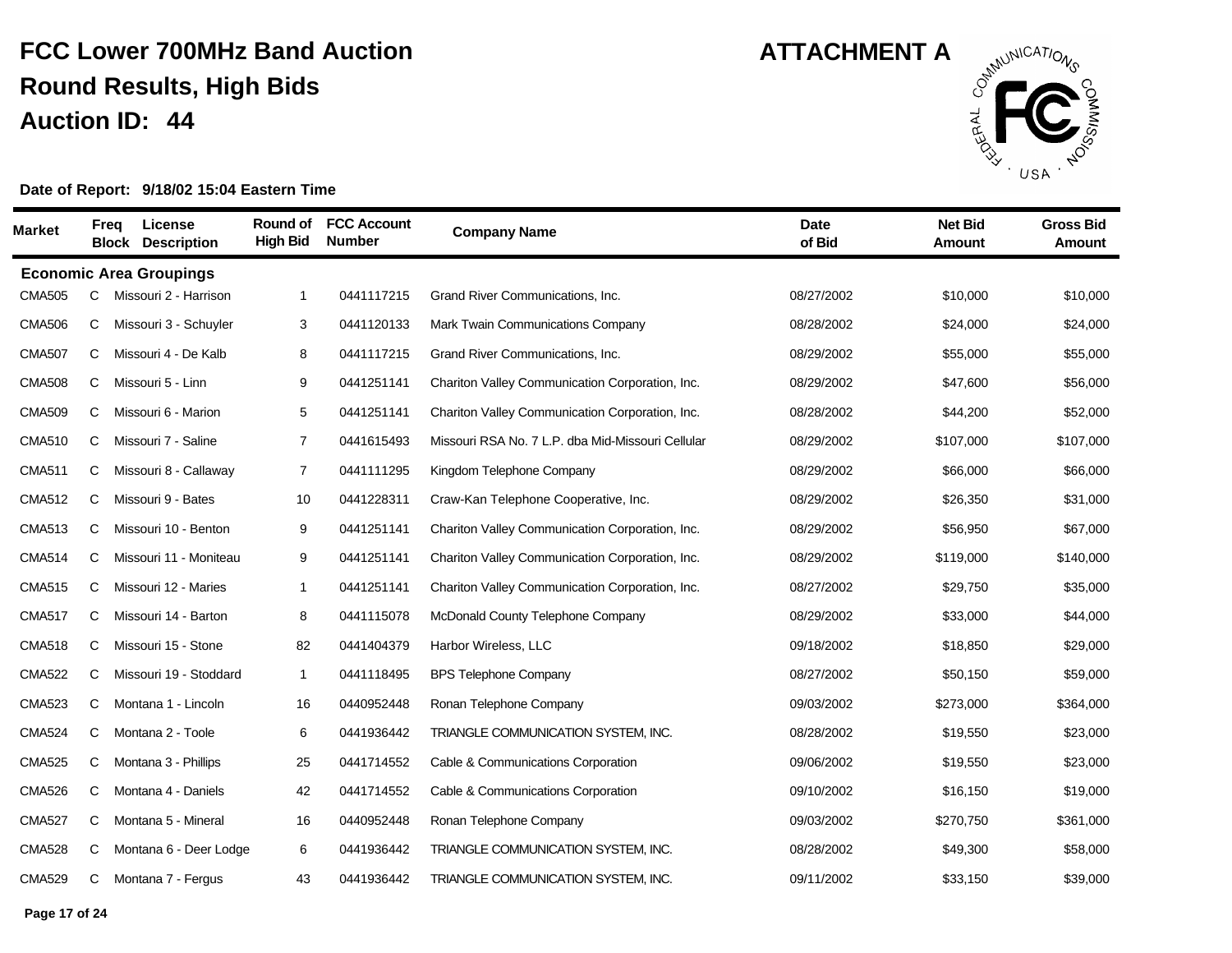# FCC Lower 700MHz Band Auction
## Round Results, High Bids
## Auction ID: 44

**ATTACHMENT A**

**Date of Report: 9/18/02 15:04 Eastern Time**

| Market | Freq Block | License Description | Round of High Bid | FCC Account Number | Company Name | Date of Bid | Net Bid Amount | Gross Bid Amount |
|---|---|---|---|---|---|---|---|---|
| **Economic Area Groupings** | | | | | | | | |
| CMA505 | C | Missouri 2 - Harrison | 1 | 0441117215 | Grand River Communications, Inc. | 08/27/2002 | $10,000 | $10,000 |
| CMA506 | C | Missouri 3 - Schuyler | 3 | 0441120133 | Mark Twain Communications Company | 08/28/2002 | $24,000 | $24,000 |
| CMA507 | C | Missouri 4 - De Kalb | 8 | 0441117215 | Grand River Communications, Inc. | 08/29/2002 | $55,000 | $55,000 |
| CMA508 | C | Missouri 5 - Linn | 9 | 0441251141 | Chariton Valley Communication Corporation, Inc. | 08/29/2002 | $47,600 | $56,000 |
| CMA509 | C | Missouri 6 - Marion | 5 | 0441251141 | Chariton Valley Communication Corporation, Inc. | 08/28/2002 | $44,200 | $52,000 |
| CMA510 | C | Missouri 7 - Saline | 7 | 0441615493 | Missouri RSA No. 7 L.P. dba Mid-Missouri Cellular | 08/29/2002 | $107,000 | $107,000 |
| CMA511 | C | Missouri 8 - Callaway | 7 | 0441111295 | Kingdom Telephone Company | 08/29/2002 | $66,000 | $66,000 |
| CMA512 | C | Missouri 9 - Bates | 10 | 0441228311 | Craw-Kan Telephone Cooperative, Inc. | 08/29/2002 | $26,350 | $31,000 |
| CMA513 | C | Missouri 10 - Benton | 9 | 0441251141 | Chariton Valley Communication Corporation, Inc. | 08/29/2002 | $56,950 | $67,000 |
| CMA514 | C | Missouri 11 - Moniteau | 9 | 0441251141 | Chariton Valley Communication Corporation, Inc. | 08/29/2002 | $119,000 | $140,000 |
| CMA515 | C | Missouri 12 - Maries | 1 | 0441251141 | Chariton Valley Communication Corporation, Inc. | 08/27/2002 | $29,750 | $35,000 |
| CMA517 | C | Missouri 14 - Barton | 8 | 0441115078 | McDonald County Telephone Company | 08/29/2002 | $33,000 | $44,000 |
| CMA518 | C | Missouri 15 - Stone | 82 | 0441404379 | Harbor Wireless, LLC | 09/18/2002 | $18,850 | $29,000 |
| CMA522 | C | Missouri 19 - Stoddard | 1 | 0441118495 | BPS Telephone Company | 08/27/2002 | $50,150 | $59,000 |
| CMA523 | C | Montana 1 - Lincoln | 16 | 0440952448 | Ronan Telephone Company | 09/03/2002 | $273,000 | $364,000 |
| CMA524 | C | Montana 2 - Toole | 6 | 0441936442 | TRIANGLE COMMUNICATION SYSTEM, INC. | 08/28/2002 | $19,550 | $23,000 |
| CMA525 | C | Montana 3 - Phillips | 25 | 0441714552 | Cable & Communications Corporation | 09/06/2002 | $19,550 | $23,000 |
| CMA526 | C | Montana 4 - Daniels | 42 | 0441714552 | Cable & Communications Corporation | 09/10/2002 | $16,150 | $19,000 |
| CMA527 | C | Montana 5 - Mineral | 16 | 0440952448 | Ronan Telephone Company | 09/03/2002 | $270,750 | $361,000 |
| CMA528 | C | Montana 6 - Deer Lodge | 6 | 0441936442 | TRIANGLE COMMUNICATION SYSTEM, INC. | 08/28/2002 | $49,300 | $58,000 |
| CMA529 | C | Montana 7 - Fergus | 43 | 0441936442 | TRIANGLE COMMUNICATION SYSTEM, INC. | 09/11/2002 | $33,150 | $39,000 |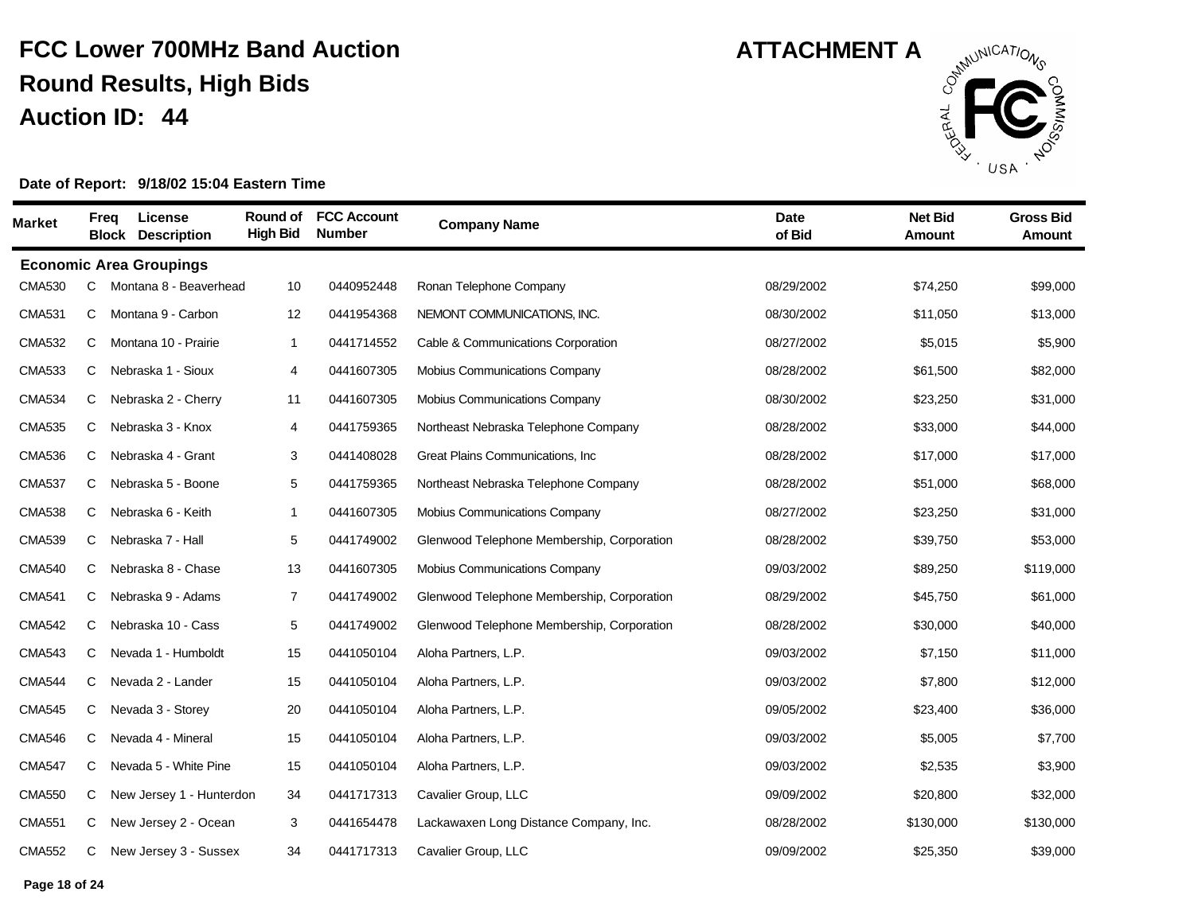# FCC Lower 700MHz Band Auction
## Round Results, High Bids
## Auction ID: 44

**ATTACHMENT A**

**Date of Report: 9/18/02 15:04 Eastern Time**

| Market | Freq Block | License Description | Round of High Bid | FCC Account Number | Company Name | Date of Bid | Net Bid Amount | Gross Bid Amount |
|---|---|---|---|---|---|---|---|---|
| **Economic Area Groupings** | | | | | | | | |
| CMA530 | C | Montana 8 - Beaverhead | 10 | 0440952448 | Ronan Telephone Company | 08/29/2002 | $74,250 | $99,000 |
| CMA531 | C | Montana 9 - Carbon | 12 | 0441954368 | NEMONT COMMUNICATIONS, INC. | 08/30/2002 | $11,050 | $13,000 |
| CMA532 | C | Montana 10 - Prairie | 1 | 0441714552 | Cable & Communications Corporation | 08/27/2002 | $5,015 | $5,900 |
| CMA533 | C | Nebraska 1 - Sioux | 4 | 0441607305 | Mobius Communications Company | 08/28/2002 | $61,500 | $82,000 |
| CMA534 | C | Nebraska 2 - Cherry | 11 | 0441607305 | Mobius Communications Company | 08/30/2002 | $23,250 | $31,000 |
| CMA535 | C | Nebraska 3 - Knox | 4 | 0441759365 | Northeast Nebraska Telephone Company | 08/28/2002 | $33,000 | $44,000 |
| CMA536 | C | Nebraska 4 - Grant | 3 | 0441408028 | Great Plains Communications, Inc | 08/28/2002 | $17,000 | $17,000 |
| CMA537 | C | Nebraska 5 - Boone | 5 | 0441759365 | Northeast Nebraska Telephone Company | 08/28/2002 | $51,000 | $68,000 |
| CMA538 | C | Nebraska 6 - Keith | 1 | 0441607305 | Mobius Communications Company | 08/27/2002 | $23,250 | $31,000 |
| CMA539 | C | Nebraska 7 - Hall | 5 | 0441749002 | Glenwood Telephone Membership, Corporation | 08/28/2002 | $39,750 | $53,000 |
| CMA540 | C | Nebraska 8 - Chase | 13 | 0441607305 | Mobius Communications Company | 09/03/2002 | $89,250 | $119,000 |
| CMA541 | C | Nebraska 9 - Adams | 7 | 0441749002 | Glenwood Telephone Membership, Corporation | 08/29/2002 | $45,750 | $61,000 |
| CMA542 | C | Nebraska 10 - Cass | 5 | 0441749002 | Glenwood Telephone Membership, Corporation | 08/28/2002 | $30,000 | $40,000 |
| CMA543 | C | Nevada 1 - Humboldt | 15 | 0441050104 | Aloha Partners, L.P. | 09/03/2002 | $7,150 | $11,000 |
| CMA544 | C | Nevada 2 - Lander | 15 | 0441050104 | Aloha Partners, L.P. | 09/03/2002 | $7,800 | $12,000 |
| CMA545 | C | Nevada 3 - Storey | 20 | 0441050104 | Aloha Partners, L.P. | 09/05/2002 | $23,400 | $36,000 |
| CMA546 | C | Nevada 4 - Mineral | 15 | 0441050104 | Aloha Partners, L.P. | 09/03/2002 | $5,005 | $7,700 |
| CMA547 | C | Nevada 5 - White Pine | 15 | 0441050104 | Aloha Partners, L.P. | 09/03/2002 | $2,535 | $3,900 |
| CMA550 | C | New Jersey 1 - Hunterdon | 34 | 0441717313 | Cavalier Group, LLC | 09/09/2002 | $20,800 | $32,000 |
| CMA551 | C | New Jersey 2 - Ocean | 3 | 0441654478 | Lackawaxen Long Distance Company, Inc. | 08/28/2002 | $130,000 | $130,000 |
| CMA552 | C | New Jersey 3 - Sussex | 34 | 0441717313 | Cavalier Group, LLC | 09/09/2002 | $25,350 | $39,000 |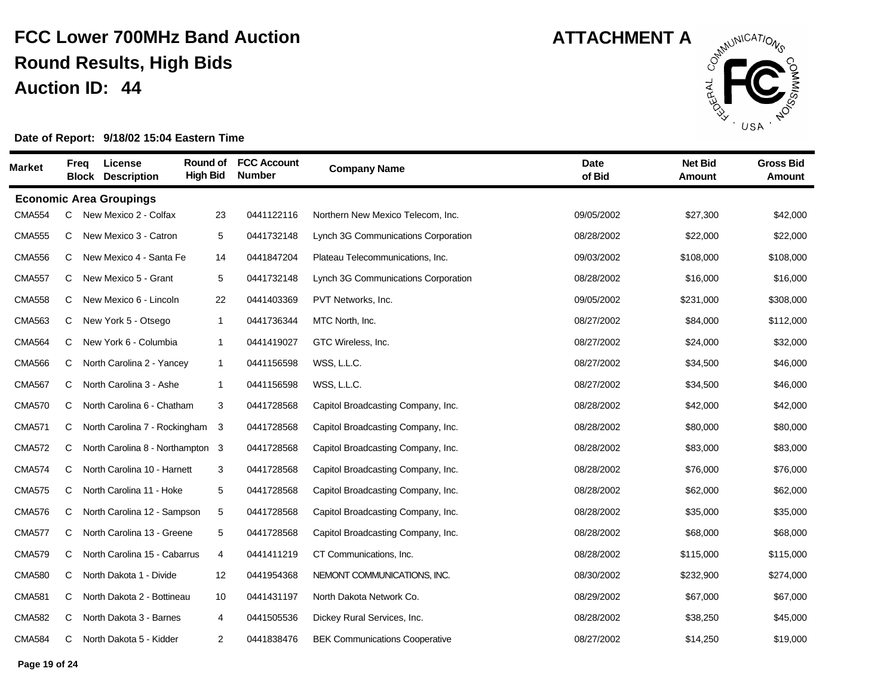# FCC Lower 700MHz Band Auction
## Round Results, High Bids
## Auction ID: 44

**ATTACHMENT A**

**Date of Report: 9/18/02 15:04 Eastern Time**

| Market | Freq Block | License Description | Round of High Bid | FCC Account Number | Company Name | Date of Bid | Net Bid Amount | Gross Bid Amount |
|---|---|---|---|---|---|---|---|---|
| **Economic Area Groupings** | | | | | | | | |
| CMA554 | C | New Mexico 2 - Colfax | 23 | 0441122116 | Northern New Mexico Telecom, Inc. | 09/05/2002 | $27,300 | $42,000 |
| CMA555 | C | New Mexico 3 - Catron | 5 | 0441732148 | Lynch 3G Communications Corporation | 08/28/2002 | $22,000 | $22,000 |
| CMA556 | C | New Mexico 4 - Santa Fe | 14 | 0441847204 | Plateau Telecommunications, Inc. | 09/03/2002 | $108,000 | $108,000 |
| CMA557 | C | New Mexico 5 - Grant | 5 | 0441732148 | Lynch 3G Communications Corporation | 08/28/2002 | $16,000 | $16,000 |
| CMA558 | C | New Mexico 6 - Lincoln | 22 | 0441403369 | PVT Networks, Inc. | 09/05/2002 | $231,000 | $308,000 |
| CMA563 | C | New York 5 - Otsego | 1 | 0441736344 | MTC North, Inc. | 08/27/2002 | $84,000 | $112,000 |
| CMA564 | C | New York 6 - Columbia | 1 | 0441419027 | GTC Wireless, Inc. | 08/27/2002 | $24,000 | $32,000 |
| CMA566 | C | North Carolina 2 - Yancey | 1 | 0441156598 | WSS, L.L.C. | 08/27/2002 | $34,500 | $46,000 |
| CMA567 | C | North Carolina 3 - Ashe | 1 | 0441156598 | WSS, L.L.C. | 08/27/2002 | $34,500 | $46,000 |
| CMA570 | C | North Carolina 6 - Chatham | 3 | 0441728568 | Capitol Broadcasting Company, Inc. | 08/28/2002 | $42,000 | $42,000 |
| CMA571 | C | North Carolina 7 - Rockingham | 3 | 0441728568 | Capitol Broadcasting Company, Inc. | 08/28/2002 | $80,000 | $80,000 |
| CMA572 | C | North Carolina 8 - Northampton | 3 | 0441728568 | Capitol Broadcasting Company, Inc. | 08/28/2002 | $83,000 | $83,000 |
| CMA574 | C | North Carolina 10 - Harnett | 3 | 0441728568 | Capitol Broadcasting Company, Inc. | 08/28/2002 | $76,000 | $76,000 |
| CMA575 | C | North Carolina 11 - Hoke | 5 | 0441728568 | Capitol Broadcasting Company, Inc. | 08/28/2002 | $62,000 | $62,000 |
| CMA576 | C | North Carolina 12 - Sampson | 5 | 0441728568 | Capitol Broadcasting Company, Inc. | 08/28/2002 | $35,000 | $35,000 |
| CMA577 | C | North Carolina 13 - Greene | 5 | 0441728568 | Capitol Broadcasting Company, Inc. | 08/28/2002 | $68,000 | $68,000 |
| CMA579 | C | North Carolina 15 - Cabarrus | 4 | 0441411219 | CT Communications, Inc. | 08/28/2002 | $115,000 | $115,000 |
| CMA580 | C | North Dakota 1 - Divide | 12 | 0441954368 | NEMONT COMMUNICATIONS, INC. | 08/30/2002 | $232,900 | $274,000 |
| CMA581 | C | North Dakota 2 - Bottineau | 10 | 0441431197 | North Dakota Network Co. | 08/29/2002 | $67,000 | $67,000 |
| CMA582 | C | North Dakota 3 - Barnes | 4 | 0441505536 | Dickey Rural Services, Inc. | 08/28/2002 | $38,250 | $45,000 |
| CMA584 | C | North Dakota 5 - Kidder | 2 | 0441838476 | BEK Communications Cooperative | 08/27/2002 | $14,250 | $19,000 |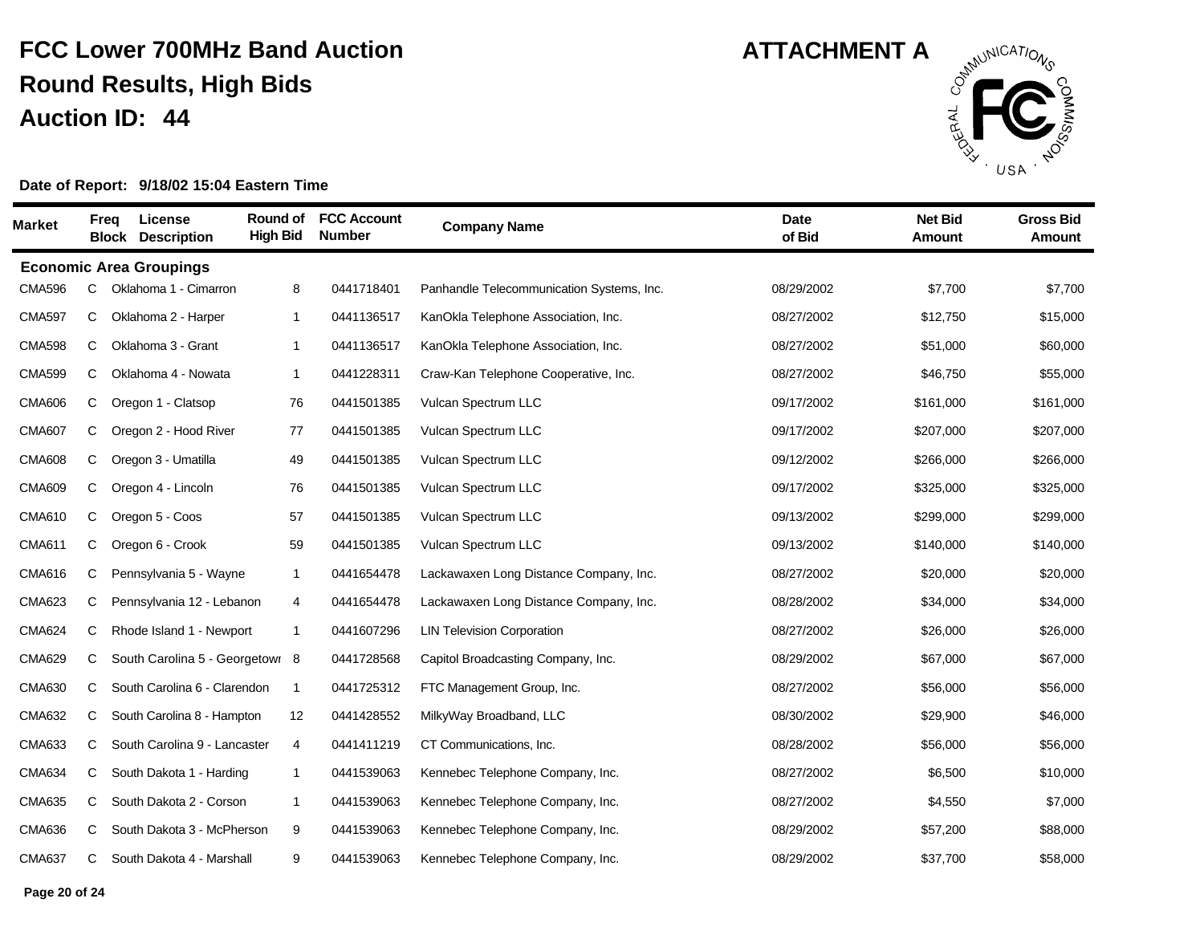# FCC Lower 700MHz Band Auction

## Round Results, High Bids

## Auction ID: 44

**ATTACHMENT A**

**Date of Report: 9/18/02 15:04 Eastern Time**

| Market | Freq Block | License Description | Round of High Bid | FCC Account Number | Company Name | Date of Bid | Net Bid Amount | Gross Bid Amount |
|---|---|---|---|---|---|---|---|---|
| **Economic Area Groupings** | | | | | | | | |
| CMA596 | C | Oklahoma 1 - Cimarron | 8 | 0441718401 | Panhandle Telecommunication Systems, Inc. | 08/29/2002 | $7,700 | $7,700 |
| CMA597 | C | Oklahoma 2 - Harper | 1 | 0441136517 | KanOkla Telephone Association, Inc. | 08/27/2002 | $12,750 | $15,000 |
| CMA598 | C | Oklahoma 3 - Grant | 1 | 0441136517 | KanOkla Telephone Association, Inc. | 08/27/2002 | $51,000 | $60,000 |
| CMA599 | C | Oklahoma 4 - Nowata | 1 | 0441228311 | Craw-Kan Telephone Cooperative, Inc. | 08/27/2002 | $46,750 | $55,000 |
| CMA606 | C | Oregon 1 - Clatsop | 76 | 0441501385 | Vulcan Spectrum LLC | 09/17/2002 | $161,000 | $161,000 |
| CMA607 | C | Oregon 2 - Hood River | 77 | 0441501385 | Vulcan Spectrum LLC | 09/17/2002 | $207,000 | $207,000 |
| CMA608 | C | Oregon 3 - Umatilla | 49 | 0441501385 | Vulcan Spectrum LLC | 09/12/2002 | $266,000 | $266,000 |
| CMA609 | C | Oregon 4 - Lincoln | 76 | 0441501385 | Vulcan Spectrum LLC | 09/17/2002 | $325,000 | $325,000 |
| CMA610 | C | Oregon 5 - Coos | 57 | 0441501385 | Vulcan Spectrum LLC | 09/13/2002 | $299,000 | $299,000 |
| CMA611 | C | Oregon 6 - Crook | 59 | 0441501385 | Vulcan Spectrum LLC | 09/13/2002 | $140,000 | $140,000 |
| CMA616 | C | Pennsylvania 5 - Wayne | 1 | 0441654478 | Lackawaxen Long Distance Company, Inc. | 08/27/2002 | $20,000 | $20,000 |
| CMA623 | C | Pennsylvania 12 - Lebanon | 4 | 0441654478 | Lackawaxen Long Distance Company, Inc. | 08/28/2002 | $34,000 | $34,000 |
| CMA624 | C | Rhode Island 1 - Newport | 1 | 0441607296 | LIN Television Corporation | 08/27/2002 | $26,000 | $26,000 |
| CMA629 | C | South Carolina 5 - Georgetowr | 8 | 0441728568 | Capitol Broadcasting Company, Inc. | 08/29/2002 | $67,000 | $67,000 |
| CMA630 | C | South Carolina 6 - Clarendon | 1 | 0441725312 | FTC Management Group, Inc. | 08/27/2002 | $56,000 | $56,000 |
| CMA632 | C | South Carolina 8 - Hampton | 12 | 0441428552 | MilkyWay Broadband, LLC | 08/30/2002 | $29,900 | $46,000 |
| CMA633 | C | South Carolina 9 - Lancaster | 4 | 0441411219 | CT Communications, Inc. | 08/28/2002 | $56,000 | $56,000 |
| CMA634 | C | South Dakota 1 - Harding | 1 | 0441539063 | Kennebec Telephone Company, Inc. | 08/27/2002 | $6,500 | $10,000 |
| CMA635 | C | South Dakota 2 - Corson | 1 | 0441539063 | Kennebec Telephone Company, Inc. | 08/27/2002 | $4,550 | $7,000 |
| CMA636 | C | South Dakota 3 - McPherson | 9 | 0441539063 | Kennebec Telephone Company, Inc. | 08/29/2002 | $57,200 | $88,000 |
| CMA637 | C | South Dakota 4 - Marshall | 9 | 0441539063 | Kennebec Telephone Company, Inc. | 08/29/2002 | $37,700 | $58,000 |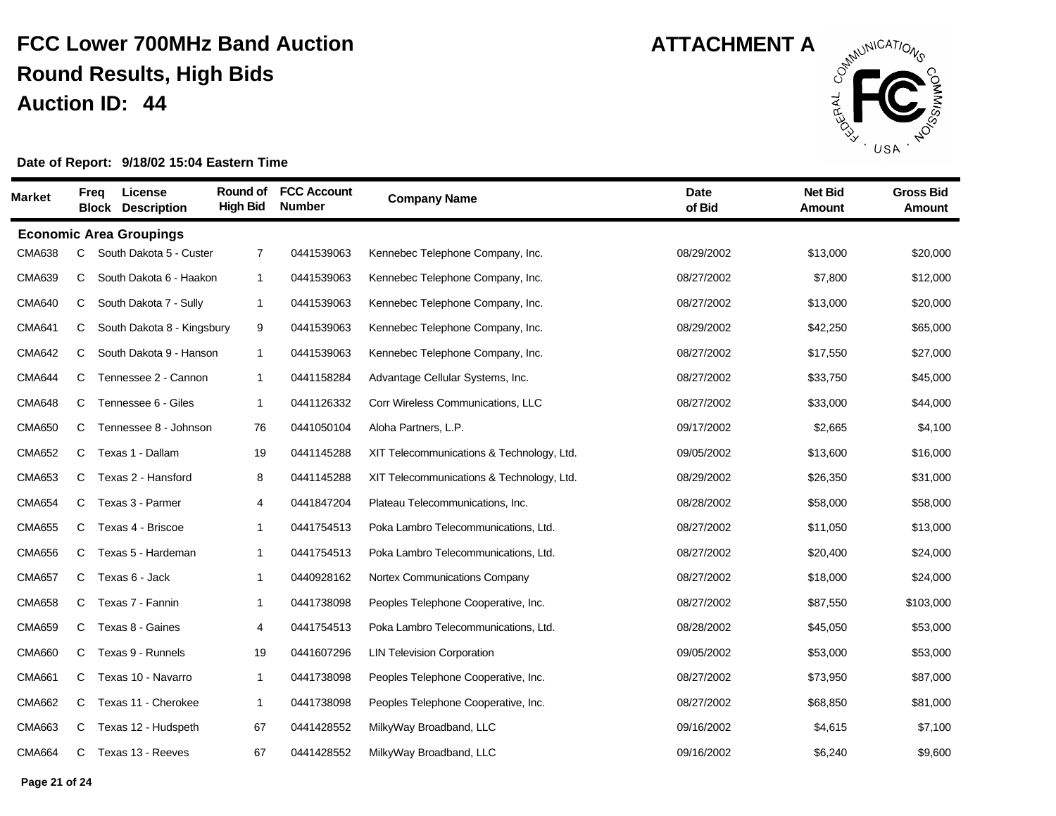# FCC Lower 700MHz Band Auction

## Round Results, High Bids

## Auction ID: 44

**ATTACHMENT A**

**Date of Report: 9/18/02 15:04 Eastern Time**

| Market | Freq Block | License Description | Round of High Bid | FCC Account Number | Company Name | Date of Bid | Net Bid Amount | Gross Bid Amount |
|---|---|---|---|---|---|---|---|---|
| **Economic Area Groupings** | | | | | | | | |
| CMA638 | C | South Dakota 5 - Custer | 7 | 0441539063 | Kennebec Telephone Company, Inc. | 08/29/2002 | $13,000 | $20,000 |
| CMA639 | C | South Dakota 6 - Haakon | 1 | 0441539063 | Kennebec Telephone Company, Inc. | 08/27/2002 | $7,800 | $12,000 |
| CMA640 | C | South Dakota 7 - Sully | 1 | 0441539063 | Kennebec Telephone Company, Inc. | 08/27/2002 | $13,000 | $20,000 |
| CMA641 | C | South Dakota 8 - Kingsbury | 9 | 0441539063 | Kennebec Telephone Company, Inc. | 08/29/2002 | $42,250 | $65,000 |
| CMA642 | C | South Dakota 9 - Hanson | 1 | 0441539063 | Kennebec Telephone Company, Inc. | 08/27/2002 | $17,550 | $27,000 |
| CMA644 | C | Tennessee 2 - Cannon | 1 | 0441158284 | Advantage Cellular Systems, Inc. | 08/27/2002 | $33,750 | $45,000 |
| CMA648 | C | Tennessee 6 - Giles | 1 | 0441126332 | Corr Wireless Communications, LLC | 08/27/2002 | $33,000 | $44,000 |
| CMA650 | C | Tennessee 8 - Johnson | 76 | 0441050104 | Aloha Partners, L.P. | 09/17/2002 | $2,665 | $4,100 |
| CMA652 | C | Texas 1 - Dallam | 19 | 0441145288 | XIT Telecommunications & Technology, Ltd. | 09/05/2002 | $13,600 | $16,000 |
| CMA653 | C | Texas 2 - Hansford | 8 | 0441145288 | XIT Telecommunications & Technology, Ltd. | 08/29/2002 | $26,350 | $31,000 |
| CMA654 | C | Texas 3 - Parmer | 4 | 0441847204 | Plateau Telecommunications, Inc. | 08/28/2002 | $58,000 | $58,000 |
| CMA655 | C | Texas 4 - Briscoe | 1 | 0441754513 | Poka Lambro Telecommunications, Ltd. | 08/27/2002 | $11,050 | $13,000 |
| CMA656 | C | Texas 5 - Hardeman | 1 | 0441754513 | Poka Lambro Telecommunications, Ltd. | 08/27/2002 | $20,400 | $24,000 |
| CMA657 | C | Texas 6 - Jack | 1 | 0440928162 | Nortex Communications Company | 08/27/2002 | $18,000 | $24,000 |
| CMA658 | C | Texas 7 - Fannin | 1 | 0441738098 | Peoples Telephone Cooperative, Inc. | 08/27/2002 | $87,550 | $103,000 |
| CMA659 | C | Texas 8 - Gaines | 4 | 0441754513 | Poka Lambro Telecommunications, Ltd. | 08/28/2002 | $45,050 | $53,000 |
| CMA660 | C | Texas 9 - Runnels | 19 | 0441607296 | LIN Television Corporation | 09/05/2002 | $53,000 | $53,000 |
| CMA661 | C | Texas 10 - Navarro | 1 | 0441738098 | Peoples Telephone Cooperative, Inc. | 08/27/2002 | $73,950 | $87,000 |
| CMA662 | C | Texas 11 - Cherokee | 1 | 0441738098 | Peoples Telephone Cooperative, Inc. | 08/27/2002 | $68,850 | $81,000 |
| CMA663 | C | Texas 12 - Hudspeth | 67 | 0441428552 | MilkyWay Broadband, LLC | 09/16/2002 | $4,615 | $7,100 |
| CMA664 | C | Texas 13 - Reeves | 67 | 0441428552 | MilkyWay Broadband, LLC | 09/16/2002 | $6,240 | $9,600 |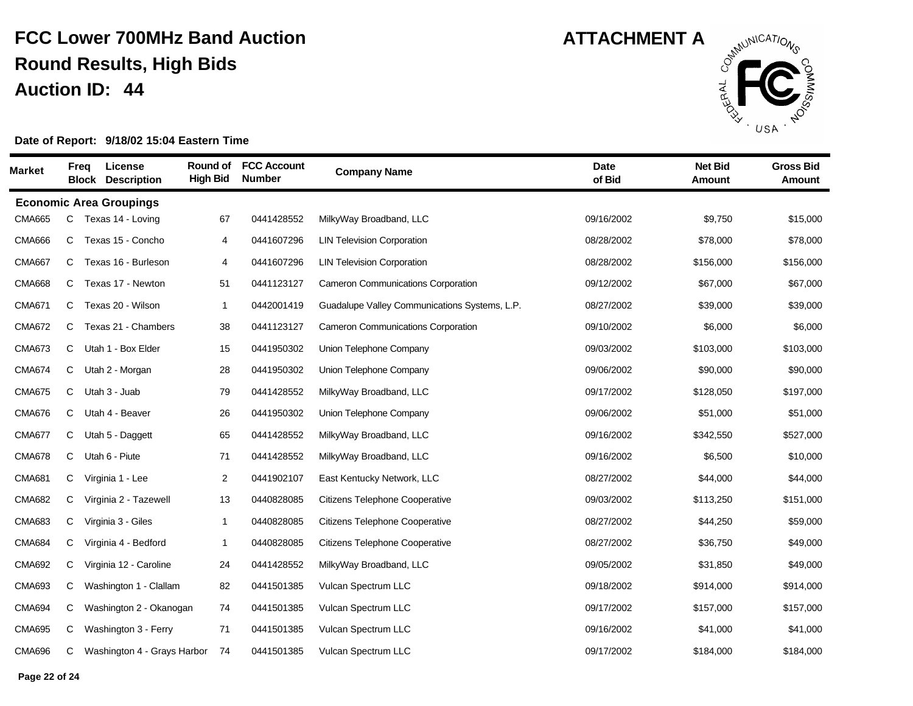# FCC Lower 700MHz Band Auction

## Round Results, High Bids

## Auction ID: 44

**ATTACHMENT A**

**Date of Report: 9/18/02 15:04 Eastern Time**

| Market | Freq Block | License Description | Round of High Bid | FCC Account Number | Company Name | Date of Bid | Net Bid Amount | Gross Bid Amount |
|---|---|---|---|---|---|---|---|---|
| **Economic Area Groupings** | | | | | | | | |
| CMA665 | C | Texas 14 - Loving | 67 | 0441428552 | MilkyWay Broadband, LLC | 09/16/2002 | $9,750 | $15,000 |
| CMA666 | C | Texas 15 - Concho | 4 | 0441607296 | LIN Television Corporation | 08/28/2002 | $78,000 | $78,000 |
| CMA667 | C | Texas 16 - Burleson | 4 | 0441607296 | LIN Television Corporation | 08/28/2002 | $156,000 | $156,000 |
| CMA668 | C | Texas 17 - Newton | 51 | 0441123127 | Cameron Communications Corporation | 09/12/2002 | $67,000 | $67,000 |
| CMA671 | C | Texas 20 - Wilson | 1 | 0442001419 | Guadalupe Valley Communications Systems, L.P. | 08/27/2002 | $39,000 | $39,000 |
| CMA672 | C | Texas 21 - Chambers | 38 | 0441123127 | Cameron Communications Corporation | 09/10/2002 | $6,000 | $6,000 |
| CMA673 | C | Utah 1 - Box Elder | 15 | 0441950302 | Union Telephone Company | 09/03/2002 | $103,000 | $103,000 |
| CMA674 | C | Utah 2 - Morgan | 28 | 0441950302 | Union Telephone Company | 09/06/2002 | $90,000 | $90,000 |
| CMA675 | C | Utah 3 - Juab | 79 | 0441428552 | MilkyWay Broadband, LLC | 09/17/2002 | $128,050 | $197,000 |
| CMA676 | C | Utah 4 - Beaver | 26 | 0441950302 | Union Telephone Company | 09/06/2002 | $51,000 | $51,000 |
| CMA677 | C | Utah 5 - Daggett | 65 | 0441428552 | MilkyWay Broadband, LLC | 09/16/2002 | $342,550 | $527,000 |
| CMA678 | C | Utah 6 - Piute | 71 | 0441428552 | MilkyWay Broadband, LLC | 09/16/2002 | $6,500 | $10,000 |
| CMA681 | C | Virginia 1 - Lee | 2 | 0441902107 | East Kentucky Network, LLC | 08/27/2002 | $44,000 | $44,000 |
| CMA682 | C | Virginia 2 - Tazewell | 13 | 0440828085 | Citizens Telephone Cooperative | 09/03/2002 | $113,250 | $151,000 |
| CMA683 | C | Virginia 3 - Giles | 1 | 0440828085 | Citizens Telephone Cooperative | 08/27/2002 | $44,250 | $59,000 |
| CMA684 | C | Virginia 4 - Bedford | 1 | 0440828085 | Citizens Telephone Cooperative | 08/27/2002 | $36,750 | $49,000 |
| CMA692 | C | Virginia 12 - Caroline | 24 | 0441428552 | MilkyWay Broadband, LLC | 09/05/2002 | $31,850 | $49,000 |
| CMA693 | C | Washington 1 - Clallam | 82 | 0441501385 | Vulcan Spectrum LLC | 09/18/2002 | $914,000 | $914,000 |
| CMA694 | C | Washington 2 - Okanogan | 74 | 0441501385 | Vulcan Spectrum LLC | 09/17/2002 | $157,000 | $157,000 |
| CMA695 | C | Washington 3 - Ferry | 71 | 0441501385 | Vulcan Spectrum LLC | 09/16/2002 | $41,000 | $41,000 |
| CMA696 | C | Washington 4 - Grays Harbor | 74 | 0441501385 | Vulcan Spectrum LLC | 09/17/2002 | $184,000 | $184,000 |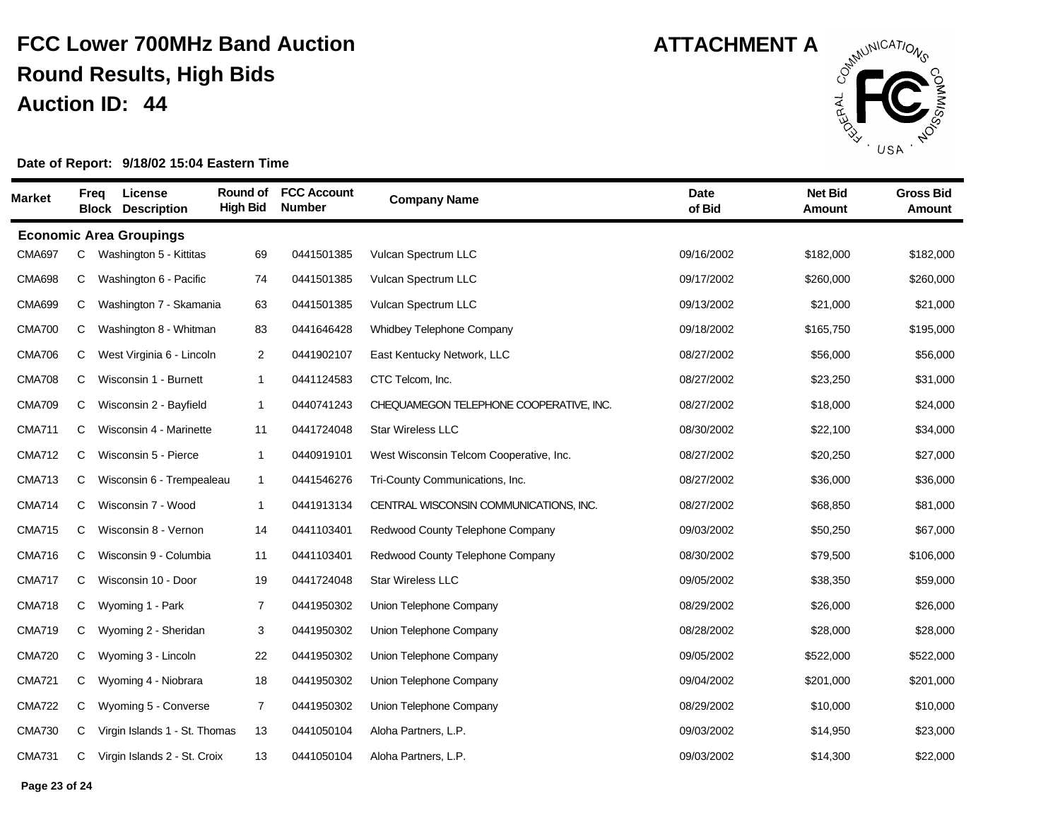# FCC Lower 700MHz Band Auction

## Round Results, High Bids

## Auction ID: 44

**ATTACHMENT A**

**Date of Report: 9/18/02 15:04 Eastern Time**

| Market | Freq Block | License Description | Round of High Bid | FCC Account Number | Company Name | Date of Bid | Net Bid Amount | Gross Bid Amount |
|---|---|---|---|---|---|---|---|---|
| **Economic Area Groupings** | | | | | | | | |
| CMA697 | C | Washington 5 - Kittitas | 69 | 0441501385 | Vulcan Spectrum LLC | 09/16/2002 | $182,000 | $182,000 |
| CMA698 | C | Washington 6 - Pacific | 74 | 0441501385 | Vulcan Spectrum LLC | 09/17/2002 | $260,000 | $260,000 |
| CMA699 | C | Washington 7 - Skamania | 63 | 0441501385 | Vulcan Spectrum LLC | 09/13/2002 | $21,000 | $21,000 |
| CMA700 | C | Washington 8 - Whitman | 83 | 0441646428 | Whidbey Telephone Company | 09/18/2002 | $165,750 | $195,000 |
| CMA706 | C | West Virginia 6 - Lincoln | 2 | 0441902107 | East Kentucky Network, LLC | 08/27/2002 | $56,000 | $56,000 |
| CMA708 | C | Wisconsin 1 - Burnett | 1 | 0441124583 | CTC Telcom, Inc. | 08/27/2002 | $23,250 | $31,000 |
| CMA709 | C | Wisconsin 2 - Bayfield | 1 | 0440741243 | CHEQUAMEGON TELEPHONE COOPERATIVE, INC. | 08/27/2002 | $18,000 | $24,000 |
| CMA711 | C | Wisconsin 4 - Marinette | 11 | 0441724048 | Star Wireless LLC | 08/30/2002 | $22,100 | $34,000 |
| CMA712 | C | Wisconsin 5 - Pierce | 1 | 0440919101 | West Wisconsin Telcom Cooperative, Inc. | 08/27/2002 | $20,250 | $27,000 |
| CMA713 | C | Wisconsin 6 - Trempealeau | 1 | 0441546276 | Tri-County Communications, Inc. | 08/27/2002 | $36,000 | $36,000 |
| CMA714 | C | Wisconsin 7 - Wood | 1 | 0441913134 | CENTRAL WISCONSIN COMMUNICATIONS, INC. | 08/27/2002 | $68,850 | $81,000 |
| CMA715 | C | Wisconsin 8 - Vernon | 14 | 0441103401 | Redwood County Telephone Company | 09/03/2002 | $50,250 | $67,000 |
| CMA716 | C | Wisconsin 9 - Columbia | 11 | 0441103401 | Redwood County Telephone Company | 08/30/2002 | $79,500 | $106,000 |
| CMA717 | C | Wisconsin 10 - Door | 19 | 0441724048 | Star Wireless LLC | 09/05/2002 | $38,350 | $59,000 |
| CMA718 | C | Wyoming 1 - Park | 7 | 0441950302 | Union Telephone Company | 08/29/2002 | $26,000 | $26,000 |
| CMA719 | C | Wyoming 2 - Sheridan | 3 | 0441950302 | Union Telephone Company | 08/28/2002 | $28,000 | $28,000 |
| CMA720 | C | Wyoming 3 - Lincoln | 22 | 0441950302 | Union Telephone Company | 09/05/2002 | $522,000 | $522,000 |
| CMA721 | C | Wyoming 4 - Niobrara | 18 | 0441950302 | Union Telephone Company | 09/04/2002 | $201,000 | $201,000 |
| CMA722 | C | Wyoming 5 - Converse | 7 | 0441950302 | Union Telephone Company | 08/29/2002 | $10,000 | $10,000 |
| CMA730 | C | Virgin Islands 1 - St. Thomas | 13 | 0441050104 | Aloha Partners, L.P. | 09/03/2002 | $14,950 | $23,000 |
| CMA731 | C | Virgin Islands 2 - St. Croix | 13 | 0441050104 | Aloha Partners, L.P. | 09/03/2002 | $14,300 | $22,000 |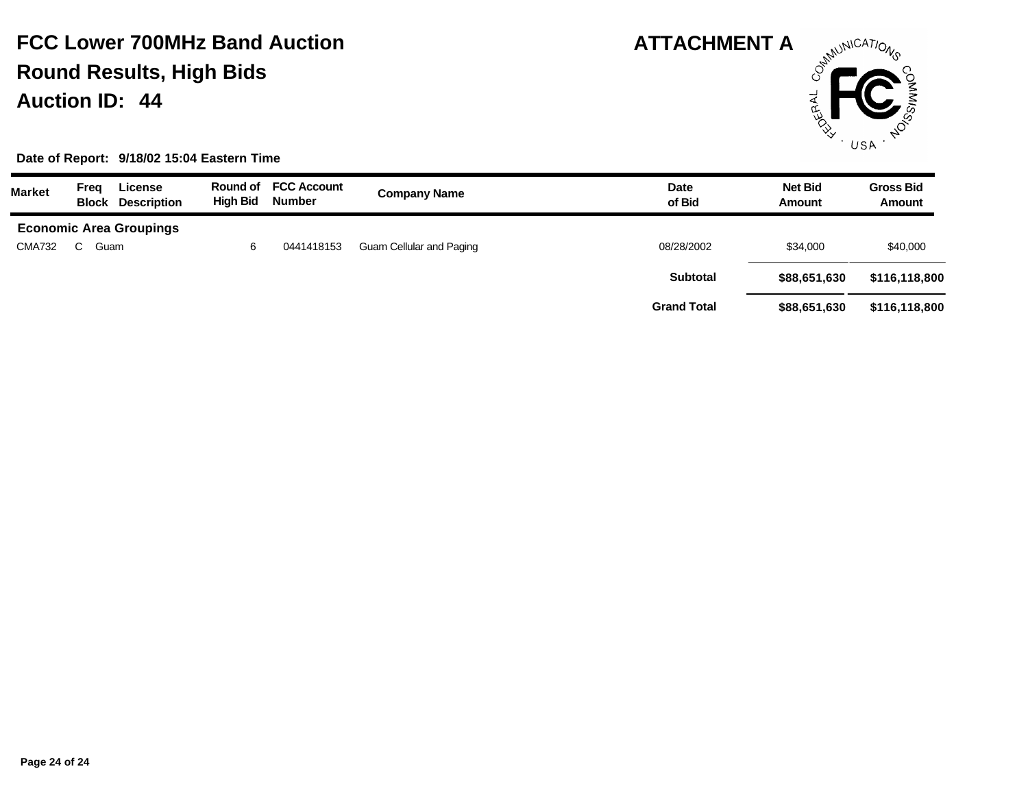# FCC Lower 700MHz Band Auction

## Round Results, High Bids

## Auction ID: 44

**ATTACHMENT A**

**Date of Report: 9/18/02 15:04 Eastern Time**

| Market | Freq Block | License Description | Round of High Bid | FCC Account Number | Company Name | Date of Bid | Net Bid Amount | Gross Bid Amount |
|---|---|---|---|---|---|---|---|---|
| **Economic Area Groupings** | | | | | | | | |
| CMA732 | C | Guam | 6 | 0441418153 | Guam Cellular and Paging | 08/28/2002 | $34,000 | $40,000 |
| | | | | | | **Subtotal** | **$88,651,630** | **$116,118,800** |
| | | | | | | **Grand Total** | **$88,651,630** | **$116,118,800** |